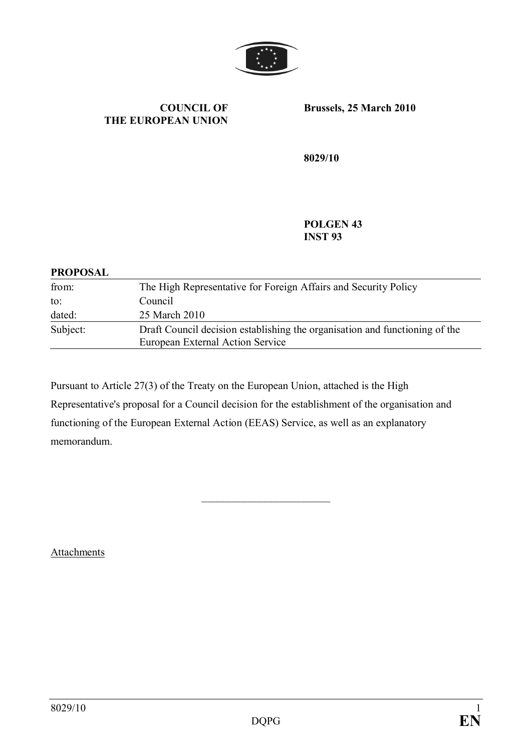**COUNCIL OF THE EUROPEAN UNION**

**Brussels, 25 March 2010**

**8029/10**

**POLGEN 43**
**INST 93**

**PROPOSAL**

| | |
|---|---|
| from: | The High Representative for Foreign Affairs and Security Policy |
| to: | Council |
| dated: | 25 March 2010 |
| Subject: | Draft Council decision establishing the organisation and functioning of the European External Action Service |

Pursuant to Article 27(3) of the Treaty on the European Union, attached is the High Representative's proposal for a Council decision for the establishment of the organisation and functioning of the European External Action (EEAS) Service, as well as an explanatory memorandum.

---

Attachments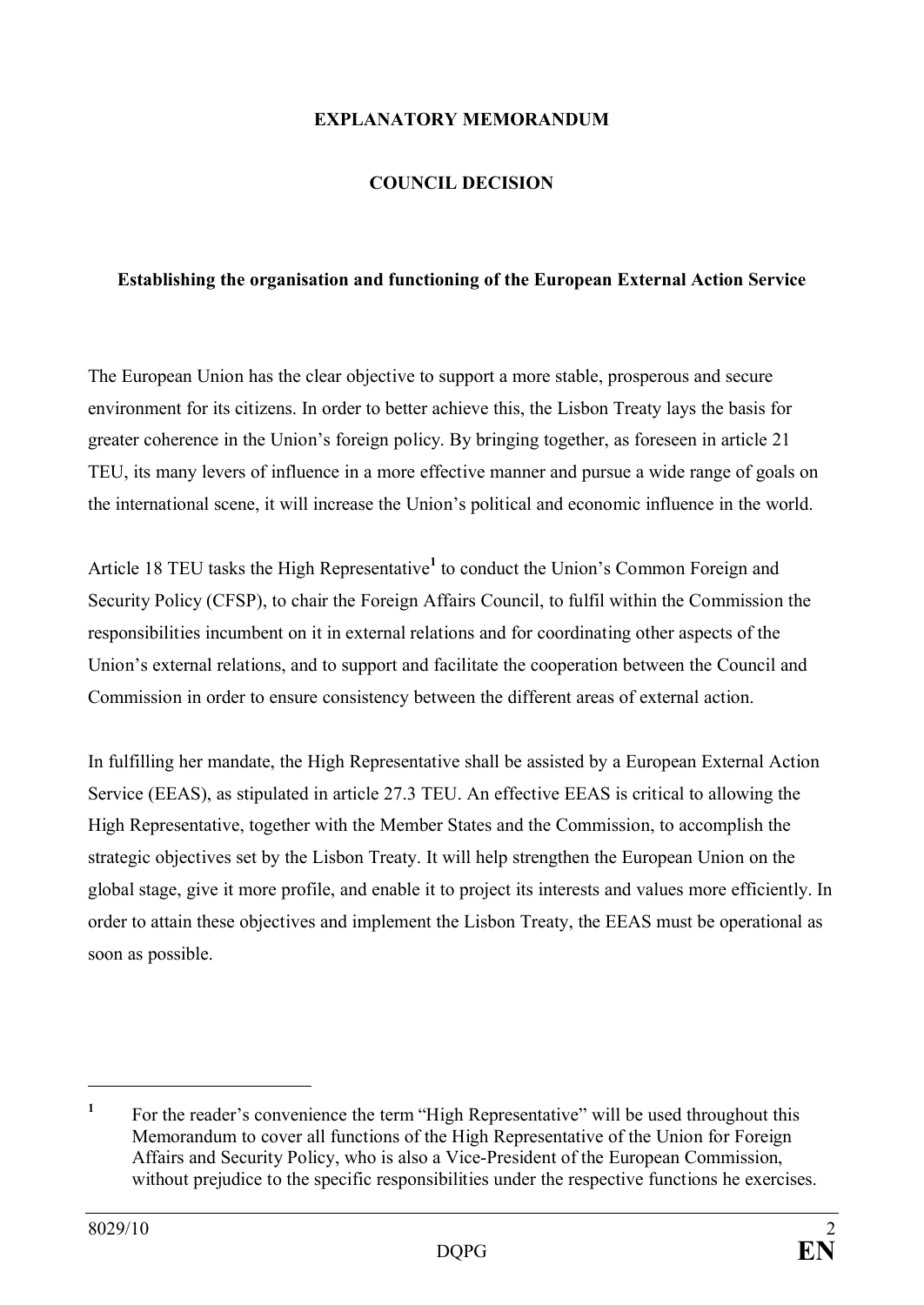**EXPLANATORY MEMORANDUM**

**COUNCIL DECISION**

**Establishing the organisation and functioning of the European External Action Service**

The European Union has the clear objective to support a more stable, prosperous and secure environment for its citizens. In order to better achieve this, the Lisbon Treaty lays the basis for greater coherence in the Union's foreign policy. By bringing together, as foreseen in article 21 TEU, its many levers of influence in a more effective manner and pursue a wide range of goals on the international scene, it will increase the Union's political and economic influence in the world.

Article 18 TEU tasks the High Representative[1] to conduct the Union's Common Foreign and Security Policy (CFSP), to chair the Foreign Affairs Council, to fulfil within the Commission the responsibilities incumbent on it in external relations and for coordinating other aspects of the Union's external relations, and to support and facilitate the cooperation between the Council and Commission in order to ensure consistency between the different areas of external action.

In fulfilling her mandate, the High Representative shall be assisted by a European External Action Service (EEAS), as stipulated in article 27.3 TEU. An effective EEAS is critical to allowing the High Representative, together with the Member States and the Commission, to accomplish the strategic objectives set by the Lisbon Treaty. It will help strengthen the European Union on the global stage, give it more profile, and enable it to project its interests and values more efficiently. In order to attain these objectives and implement the Lisbon Treaty, the EEAS must be operational as soon as possible.

---

[1] For the reader's convenience the term "High Representative" will be used throughout this Memorandum to cover all functions of the High Representative of the Union for Foreign Affairs and Security Policy, who is also a Vice-President of the European Commission, without prejudice to the specific responsibilities under the respective functions he exercises.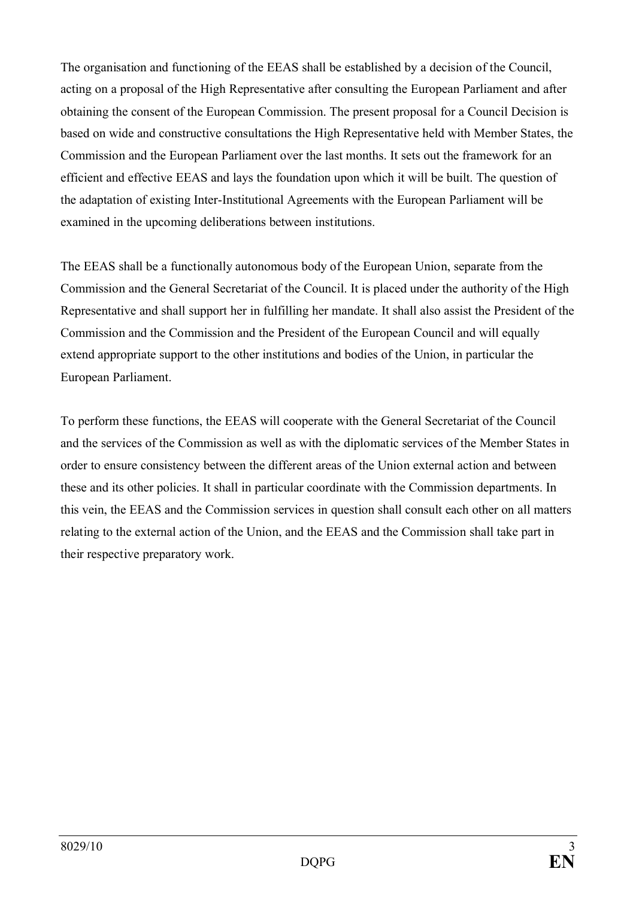The organisation and functioning of the EEAS shall be established by a decision of the Council, acting on a proposal of the High Representative after consulting the European Parliament and after obtaining the consent of the European Commission. The present proposal for a Council Decision is based on wide and constructive consultations the High Representative held with Member States, the Commission and the European Parliament over the last months. It sets out the framework for an efficient and effective EEAS and lays the foundation upon which it will be built. The question of the adaptation of existing Inter-Institutional Agreements with the European Parliament will be examined in the upcoming deliberations between institutions.

The EEAS shall be a functionally autonomous body of the European Union, separate from the Commission and the General Secretariat of the Council. It is placed under the authority of the High Representative and shall support her in fulfilling her mandate. It shall also assist the President of the Commission and the Commission and the President of the European Council and will equally extend appropriate support to the other institutions and bodies of the Union, in particular the European Parliament.

To perform these functions, the EEAS will cooperate with the General Secretariat of the Council and the services of the Commission as well as with the diplomatic services of the Member States in order to ensure consistency between the different areas of the Union external action and between these and its other policies. It shall in particular coordinate with the Commission departments. In this vein, the EEAS and the Commission services in question shall consult each other on all matters relating to the external action of the Union, and the EEAS and the Commission shall take part in their respective preparatory work.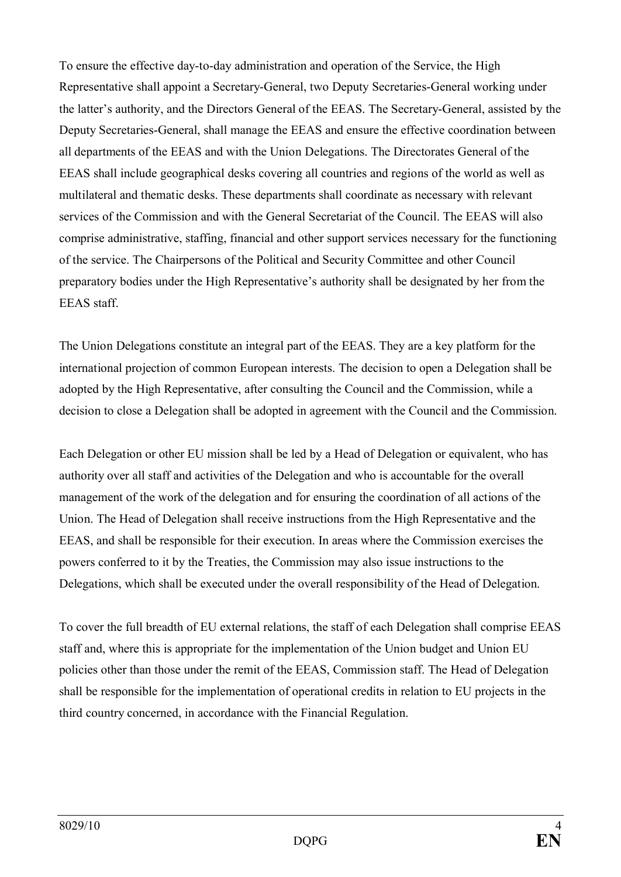To ensure the effective day-to-day administration and operation of the Service, the High Representative shall appoint a Secretary-General, two Deputy Secretaries-General working under the latter's authority, and the Directors General of the EEAS. The Secretary-General, assisted by the Deputy Secretaries-General, shall manage the EEAS and ensure the effective coordination between all departments of the EEAS and with the Union Delegations. The Directorates General of the EEAS shall include geographical desks covering all countries and regions of the world as well as multilateral and thematic desks. These departments shall coordinate as necessary with relevant services of the Commission and with the General Secretariat of the Council. The EEAS will also comprise administrative, staffing, financial and other support services necessary for the functioning of the service. The Chairpersons of the Political and Security Committee and other Council preparatory bodies under the High Representative's authority shall be designated by her from the EEAS staff.

The Union Delegations constitute an integral part of the EEAS. They are a key platform for the international projection of common European interests. The decision to open a Delegation shall be adopted by the High Representative, after consulting the Council and the Commission, while a decision to close a Delegation shall be adopted in agreement with the Council and the Commission.

Each Delegation or other EU mission shall be led by a Head of Delegation or equivalent, who has authority over all staff and activities of the Delegation and who is accountable for the overall management of the work of the delegation and for ensuring the coordination of all actions of the Union. The Head of Delegation shall receive instructions from the High Representative and the EEAS, and shall be responsible for their execution. In areas where the Commission exercises the powers conferred to it by the Treaties, the Commission may also issue instructions to the Delegations, which shall be executed under the overall responsibility of the Head of Delegation.

To cover the full breadth of EU external relations, the staff of each Delegation shall comprise EEAS staff and, where this is appropriate for the implementation of the Union budget and Union EU policies other than those under the remit of the EEAS, Commission staff. The Head of Delegation shall be responsible for the implementation of operational credits in relation to EU projects in the third country concerned, in accordance with the Financial Regulation.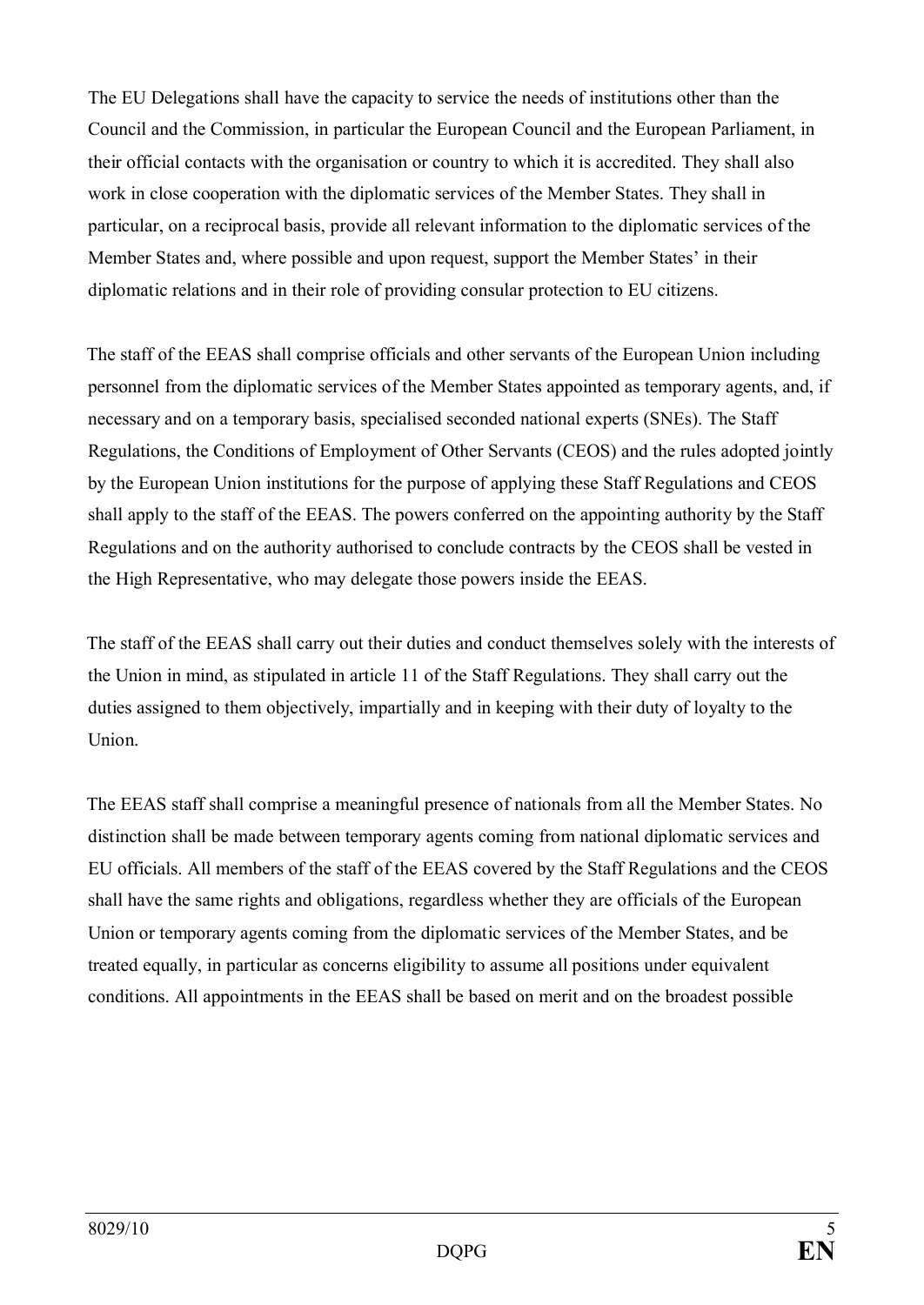The EU Delegations shall have the capacity to service the needs of institutions other than the Council and the Commission, in particular the European Council and the European Parliament, in their official contacts with the organisation or country to which it is accredited. They shall also work in close cooperation with the diplomatic services of the Member States. They shall in particular, on a reciprocal basis, provide all relevant information to the diplomatic services of the Member States and, where possible and upon request, support the Member States' in their diplomatic relations and in their role of providing consular protection to EU citizens.

The staff of the EEAS shall comprise officials and other servants of the European Union including personnel from the diplomatic services of the Member States appointed as temporary agents, and, if necessary and on a temporary basis, specialised seconded national experts (SNEs). The Staff Regulations, the Conditions of Employment of Other Servants (CEOS) and the rules adopted jointly by the European Union institutions for the purpose of applying these Staff Regulations and CEOS shall apply to the staff of the EEAS. The powers conferred on the appointing authority by the Staff Regulations and on the authority authorised to conclude contracts by the CEOS shall be vested in the High Representative, who may delegate those powers inside the EEAS.

The staff of the EEAS shall carry out their duties and conduct themselves solely with the interests of the Union in mind, as stipulated in article 11 of the Staff Regulations. They shall carry out the duties assigned to them objectively, impartially and in keeping with their duty of loyalty to the Union.

The EEAS staff shall comprise a meaningful presence of nationals from all the Member States. No distinction shall be made between temporary agents coming from national diplomatic services and EU officials. All members of the staff of the EEAS covered by the Staff Regulations and the CEOS shall have the same rights and obligations, regardless whether they are officials of the European Union or temporary agents coming from the diplomatic services of the Member States, and be treated equally, in particular as concerns eligibility to assume all positions under equivalent conditions. All appointments in the EEAS shall be based on merit and on the broadest possible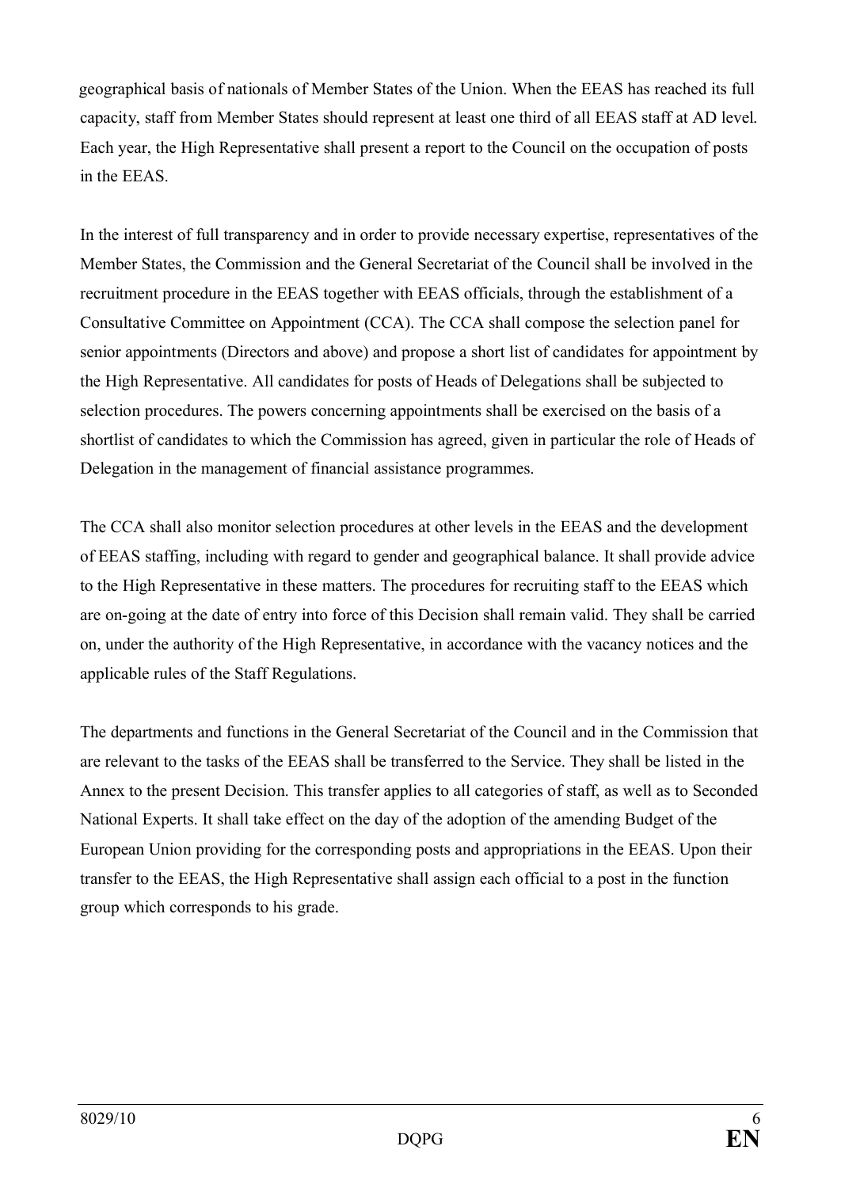geographical basis of nationals of Member States of the Union. When the EEAS has reached its full capacity, staff from Member States should represent at least one third of all EEAS staff at AD level. Each year, the High Representative shall present a report to the Council on the occupation of posts in the EEAS.

In the interest of full transparency and in order to provide necessary expertise, representatives of the Member States, the Commission and the General Secretariat of the Council shall be involved in the recruitment procedure in the EEAS together with EEAS officials, through the establishment of a Consultative Committee on Appointment (CCA). The CCA shall compose the selection panel for senior appointments (Directors and above) and propose a short list of candidates for appointment by the High Representative. All candidates for posts of Heads of Delegations shall be subjected to selection procedures. The powers concerning appointments shall be exercised on the basis of a shortlist of candidates to which the Commission has agreed, given in particular the role of Heads of Delegation in the management of financial assistance programmes.

The CCA shall also monitor selection procedures at other levels in the EEAS and the development of EEAS staffing, including with regard to gender and geographical balance. It shall provide advice to the High Representative in these matters. The procedures for recruiting staff to the EEAS which are on-going at the date of entry into force of this Decision shall remain valid. They shall be carried on, under the authority of the High Representative, in accordance with the vacancy notices and the applicable rules of the Staff Regulations.

The departments and functions in the General Secretariat of the Council and in the Commission that are relevant to the tasks of the EEAS shall be transferred to the Service. They shall be listed in the Annex to the present Decision. This transfer applies to all categories of staff, as well as to Seconded National Experts. It shall take effect on the day of the adoption of the amending Budget of the European Union providing for the corresponding posts and appropriations in the EEAS. Upon their transfer to the EEAS, the High Representative shall assign each official to a post in the function group which corresponds to his grade.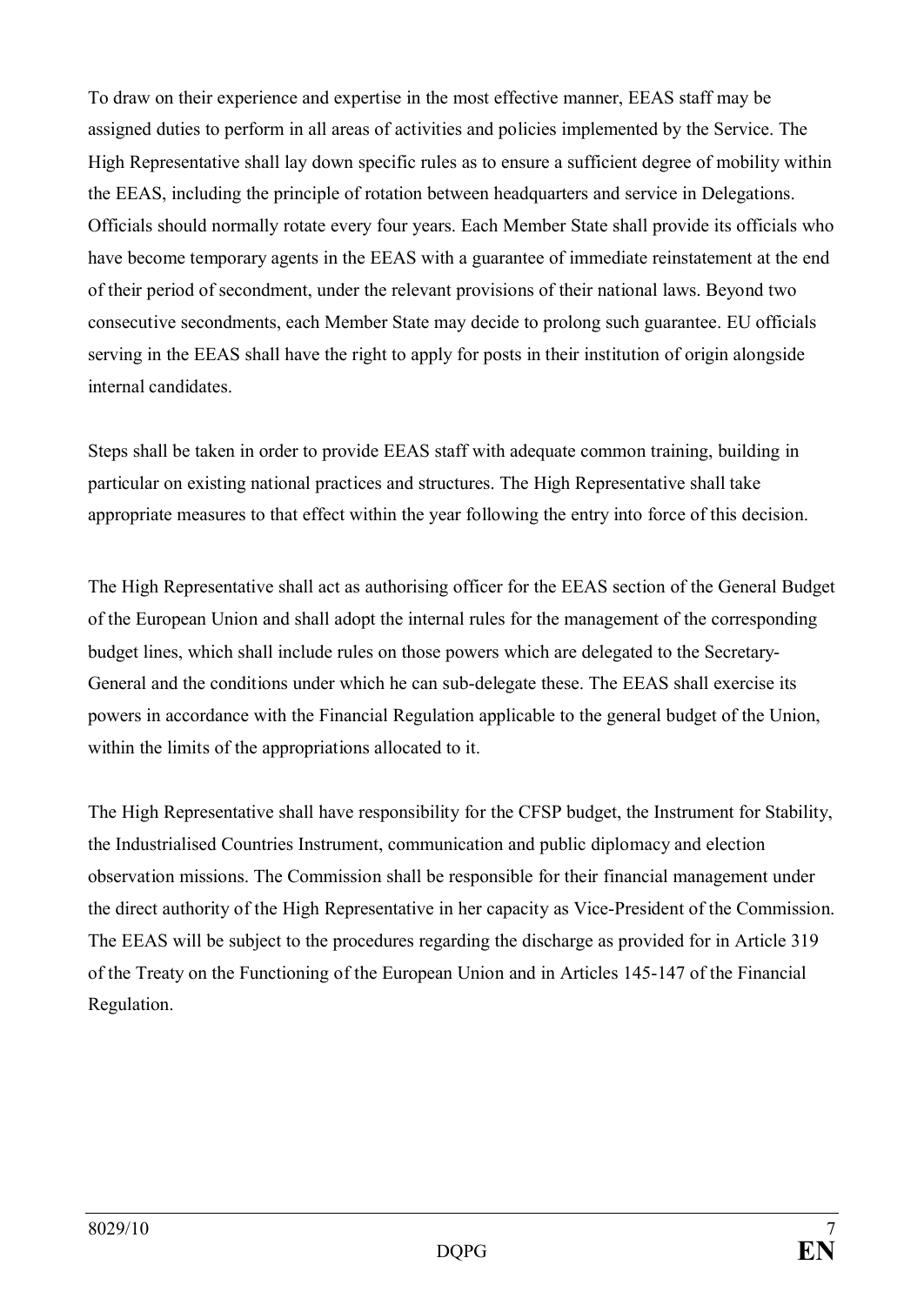To draw on their experience and expertise in the most effective manner, EEAS staff may be assigned duties to perform in all areas of activities and policies implemented by the Service. The High Representative shall lay down specific rules as to ensure a sufficient degree of mobility within the EEAS, including the principle of rotation between headquarters and service in Delegations. Officials should normally rotate every four years. Each Member State shall provide its officials who have become temporary agents in the EEAS with a guarantee of immediate reinstatement at the end of their period of secondment, under the relevant provisions of their national laws. Beyond two consecutive secondments, each Member State may decide to prolong such guarantee. EU officials serving in the EEAS shall have the right to apply for posts in their institution of origin alongside internal candidates.

Steps shall be taken in order to provide EEAS staff with adequate common training, building in particular on existing national practices and structures. The High Representative shall take appropriate measures to that effect within the year following the entry into force of this decision.

The High Representative shall act as authorising officer for the EEAS section of the General Budget of the European Union and shall adopt the internal rules for the management of the corresponding budget lines, which shall include rules on those powers which are delegated to the Secretary-General and the conditions under which he can sub-delegate these. The EEAS shall exercise its powers in accordance with the Financial Regulation applicable to the general budget of the Union, within the limits of the appropriations allocated to it.

The High Representative shall have responsibility for the CFSP budget, the Instrument for Stability, the Industrialised Countries Instrument, communication and public diplomacy and election observation missions. The Commission shall be responsible for their financial management under the direct authority of the High Representative in her capacity as Vice-President of the Commission. The EEAS will be subject to the procedures regarding the discharge as provided for in Article 319 of the Treaty on the Functioning of the European Union and in Articles 145-147 of the Financial Regulation.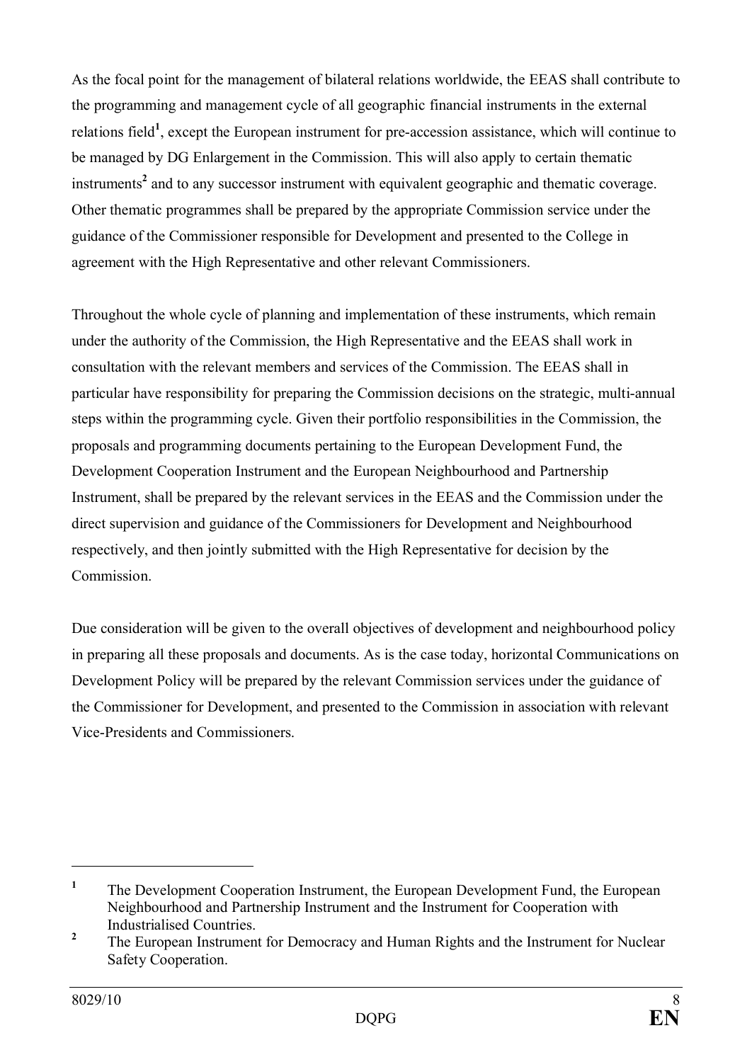As the focal point for the management of bilateral relations worldwide, the EEAS shall contribute to the programming and management cycle of all geographic financial instruments in the external relations field[1], except the European instrument for pre-accession assistance, which will continue to be managed by DG Enlargement in the Commission. This will also apply to certain thematic instruments[2] and to any successor instrument with equivalent geographic and thematic coverage. Other thematic programmes shall be prepared by the appropriate Commission service under the guidance of the Commissioner responsible for Development and presented to the College in agreement with the High Representative and other relevant Commissioners.

Throughout the whole cycle of planning and implementation of these instruments, which remain under the authority of the Commission, the High Representative and the EEAS shall work in consultation with the relevant members and services of the Commission. The EEAS shall in particular have responsibility for preparing the Commission decisions on the strategic, multi-annual steps within the programming cycle. Given their portfolio responsibilities in the Commission, the proposals and programming documents pertaining to the European Development Fund, the Development Cooperation Instrument and the European Neighbourhood and Partnership Instrument, shall be prepared by the relevant services in the EEAS and the Commission under the direct supervision and guidance of the Commissioners for Development and Neighbourhood respectively, and then jointly submitted with the High Representative for decision by the Commission.

Due consideration will be given to the overall objectives of development and neighbourhood policy in preparing all these proposals and documents. As is the case today, horizontal Communications on Development Policy will be prepared by the relevant Commission services under the guidance of the Commissioner for Development, and presented to the Commission in association with relevant Vice-Presidents and Commissioners.

---

[1] The Development Cooperation Instrument, the European Development Fund, the European Neighbourhood and Partnership Instrument and the Instrument for Cooperation with Industrialised Countries.

[2] The European Instrument for Democracy and Human Rights and the Instrument for Nuclear Safety Cooperation.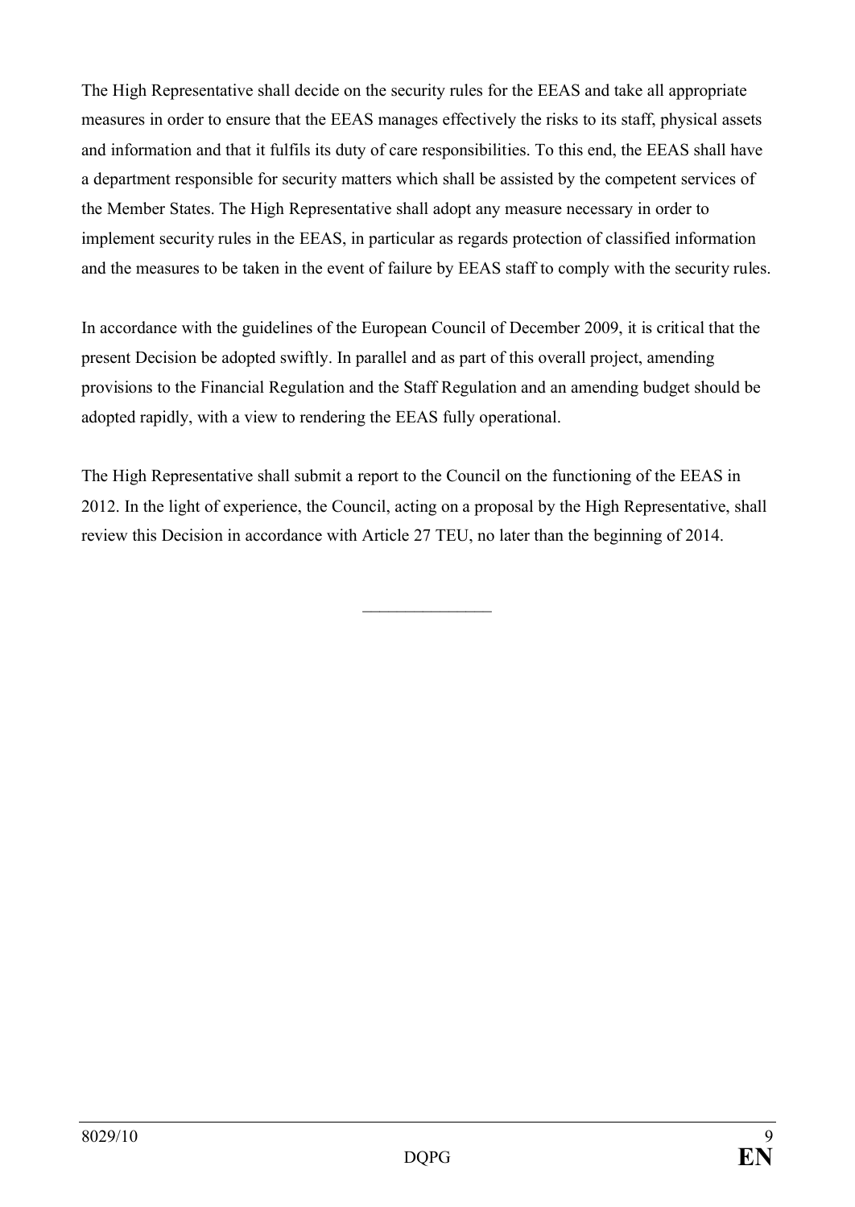The High Representative shall decide on the security rules for the EEAS and take all appropriate measures in order to ensure that the EEAS manages effectively the risks to its staff, physical assets and information and that it fulfils its duty of care responsibilities. To this end, the EEAS shall have a department responsible for security matters which shall be assisted by the competent services of the Member States. The High Representative shall adopt any measure necessary in order to implement security rules in the EEAS, in particular as regards protection of classified information and the measures to be taken in the event of failure by EEAS staff to comply with the security rules.

In accordance with the guidelines of the European Council of December 2009, it is critical that the present Decision be adopted swiftly. In parallel and as part of this overall project, amending provisions to the Financial Regulation and the Staff Regulation and an amending budget should be adopted rapidly, with a view to rendering the EEAS fully operational.

The High Representative shall submit a report to the Council on the functioning of the EEAS in 2012. In the light of experience, the Council, acting on a proposal by the High Representative, shall review this Decision in accordance with Article 27 TEU, no later than the beginning of 2014.

---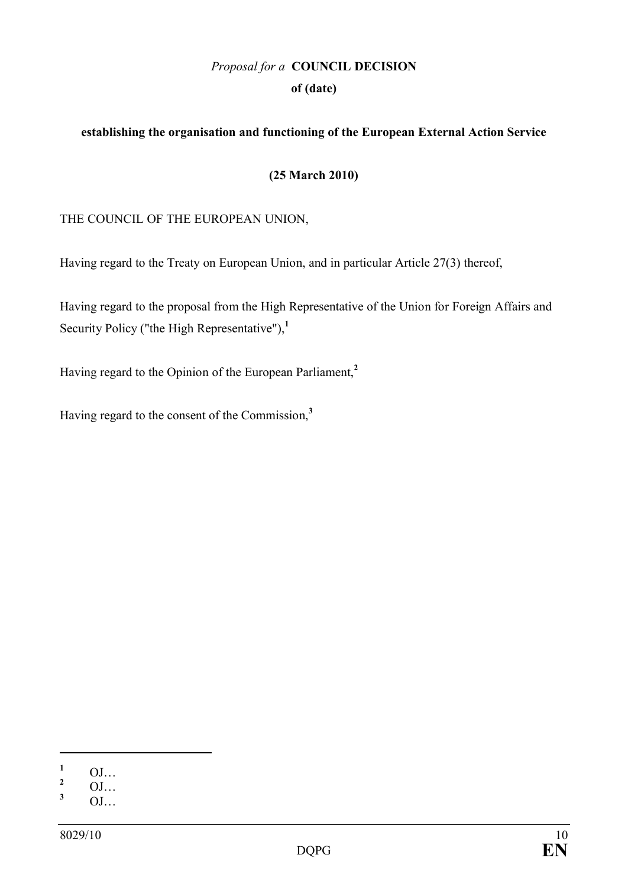*Proposal for a* **COUNCIL DECISION**

**of (date)**

**establishing the organisation and functioning of the European External Action Service**

**(25 March 2010)**

THE COUNCIL OF THE EUROPEAN UNION,

Having regard to the Treaty on European Union, and in particular Article 27(3) thereof,

Having regard to the proposal from the High Representative of the Union for Foreign Affairs and Security Policy ("the High Representative"),[1]

Having regard to the Opinion of the European Parliament,[2]

Having regard to the consent of the Commission,[3]

---

[1] OJ…

[2] OJ…

[3] OJ…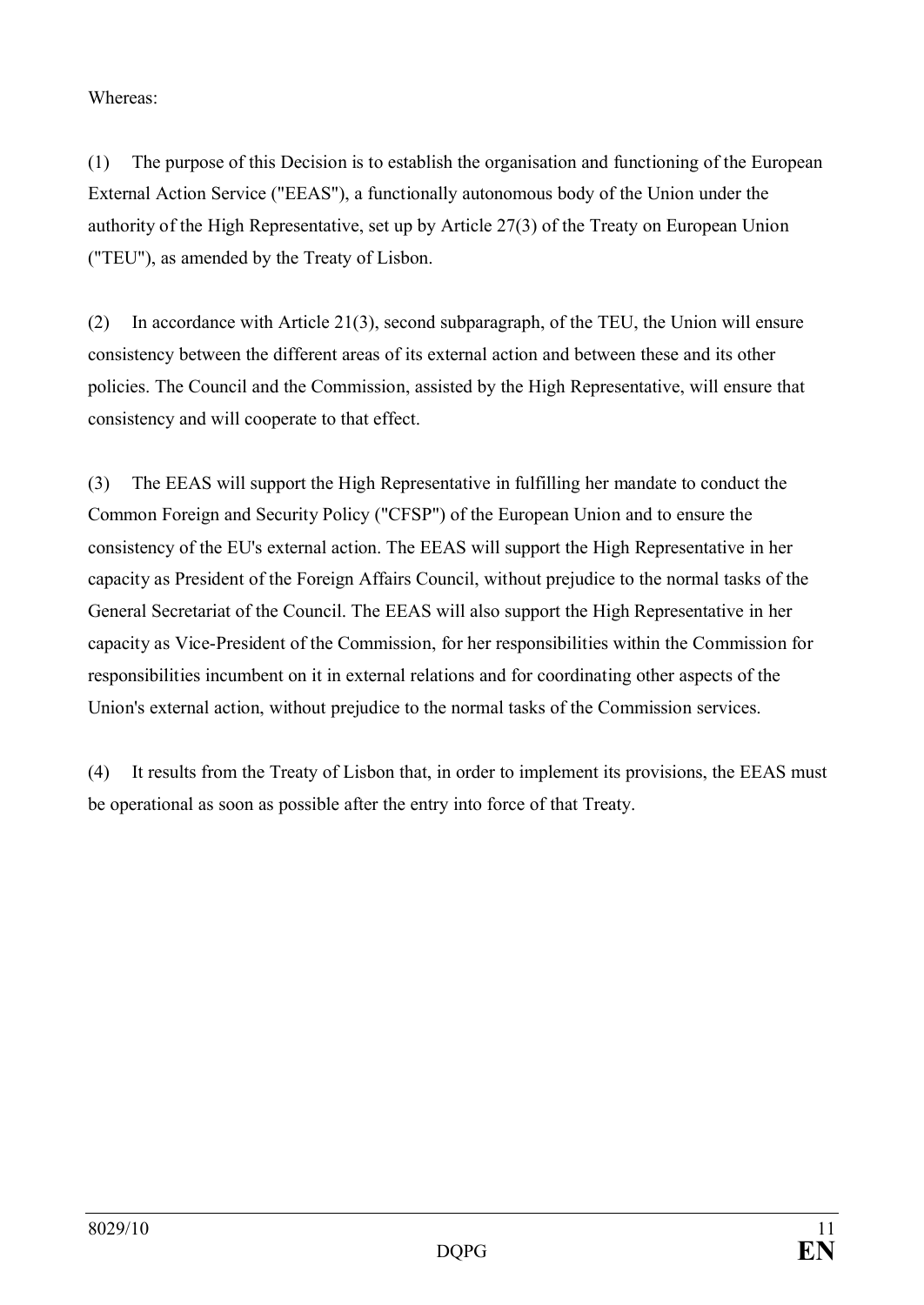Whereas:

(1) The purpose of this Decision is to establish the organisation and functioning of the European External Action Service ("EEAS"), a functionally autonomous body of the Union under the authority of the High Representative, set up by Article 27(3) of the Treaty on European Union ("TEU"), as amended by the Treaty of Lisbon.

(2) In accordance with Article 21(3), second subparagraph, of the TEU, the Union will ensure consistency between the different areas of its external action and between these and its other policies. The Council and the Commission, assisted by the High Representative, will ensure that consistency and will cooperate to that effect.

(3) The EEAS will support the High Representative in fulfilling her mandate to conduct the Common Foreign and Security Policy ("CFSP") of the European Union and to ensure the consistency of the EU's external action. The EEAS will support the High Representative in her capacity as President of the Foreign Affairs Council, without prejudice to the normal tasks of the General Secretariat of the Council. The EEAS will also support the High Representative in her capacity as Vice-President of the Commission, for her responsibilities within the Commission for responsibilities incumbent on it in external relations and for coordinating other aspects of the Union's external action, without prejudice to the normal tasks of the Commission services.

(4) It results from the Treaty of Lisbon that, in order to implement its provisions, the EEAS must be operational as soon as possible after the entry into force of that Treaty.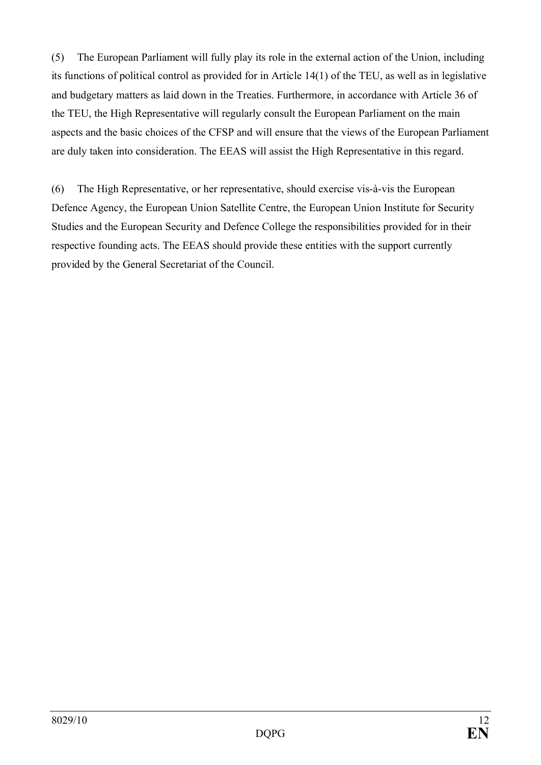(5) The European Parliament will fully play its role in the external action of the Union, including its functions of political control as provided for in Article 14(1) of the TEU, as well as in legislative and budgetary matters as laid down in the Treaties. Furthermore, in accordance with Article 36 of the TEU, the High Representative will regularly consult the European Parliament on the main aspects and the basic choices of the CFSP and will ensure that the views of the European Parliament are duly taken into consideration. The EEAS will assist the High Representative in this regard.

(6) The High Representative, or her representative, should exercise vis-à-vis the European Defence Agency, the European Union Satellite Centre, the European Union Institute for Security Studies and the European Security and Defence College the responsibilities provided for in their respective founding acts. The EEAS should provide these entities with the support currently provided by the General Secretariat of the Council.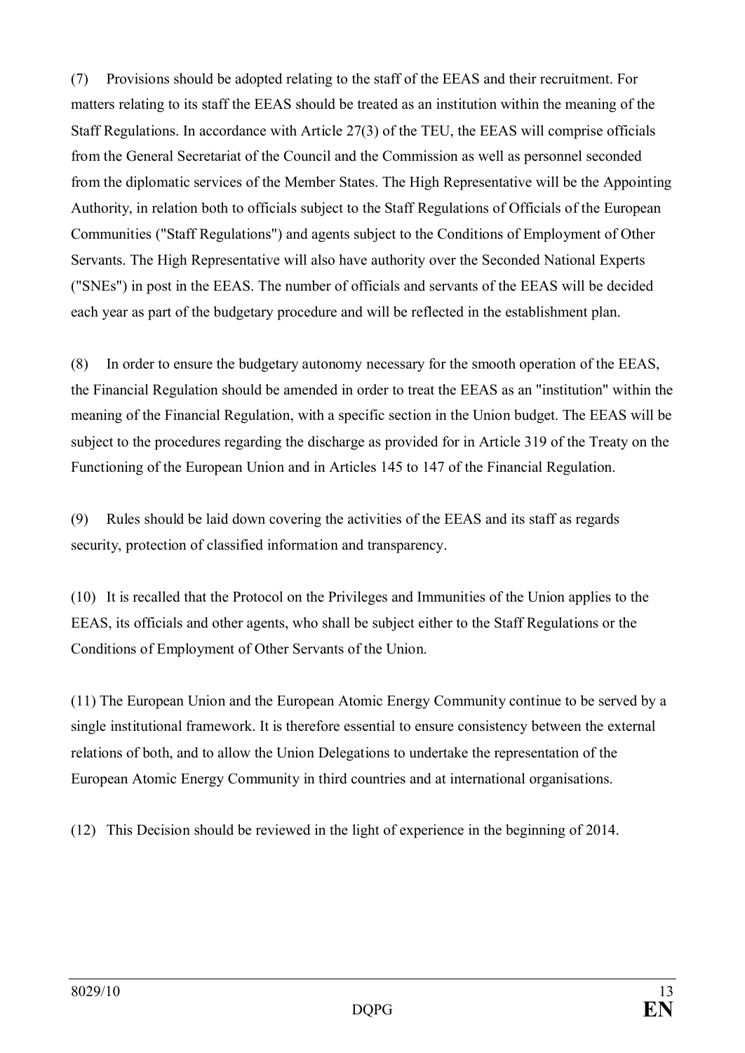(7) Provisions should be adopted relating to the staff of the EEAS and their recruitment. For matters relating to its staff the EEAS should be treated as an institution within the meaning of the Staff Regulations. In accordance with Article 27(3) of the TEU, the EEAS will comprise officials from the General Secretariat of the Council and the Commission as well as personnel seconded from the diplomatic services of the Member States. The High Representative will be the Appointing Authority, in relation both to officials subject to the Staff Regulations of Officials of the European Communities ("Staff Regulations") and agents subject to the Conditions of Employment of Other Servants. The High Representative will also have authority over the Seconded National Experts ("SNEs") in post in the EEAS. The number of officials and servants of the EEAS will be decided each year as part of the budgetary procedure and will be reflected in the establishment plan.

(8) In order to ensure the budgetary autonomy necessary for the smooth operation of the EEAS, the Financial Regulation should be amended in order to treat the EEAS as an "institution" within the meaning of the Financial Regulation, with a specific section in the Union budget. The EEAS will be subject to the procedures regarding the discharge as provided for in Article 319 of the Treaty on the Functioning of the European Union and in Articles 145 to 147 of the Financial Regulation.

(9) Rules should be laid down covering the activities of the EEAS and its staff as regards security, protection of classified information and transparency.

(10) It is recalled that the Protocol on the Privileges and Immunities of the Union applies to the EEAS, its officials and other agents, who shall be subject either to the Staff Regulations or the Conditions of Employment of Other Servants of the Union.

(11) The European Union and the European Atomic Energy Community continue to be served by a single institutional framework. It is therefore essential to ensure consistency between the external relations of both, and to allow the Union Delegations to undertake the representation of the European Atomic Energy Community in third countries and at international organisations.

(12) This Decision should be reviewed in the light of experience in the beginning of 2014.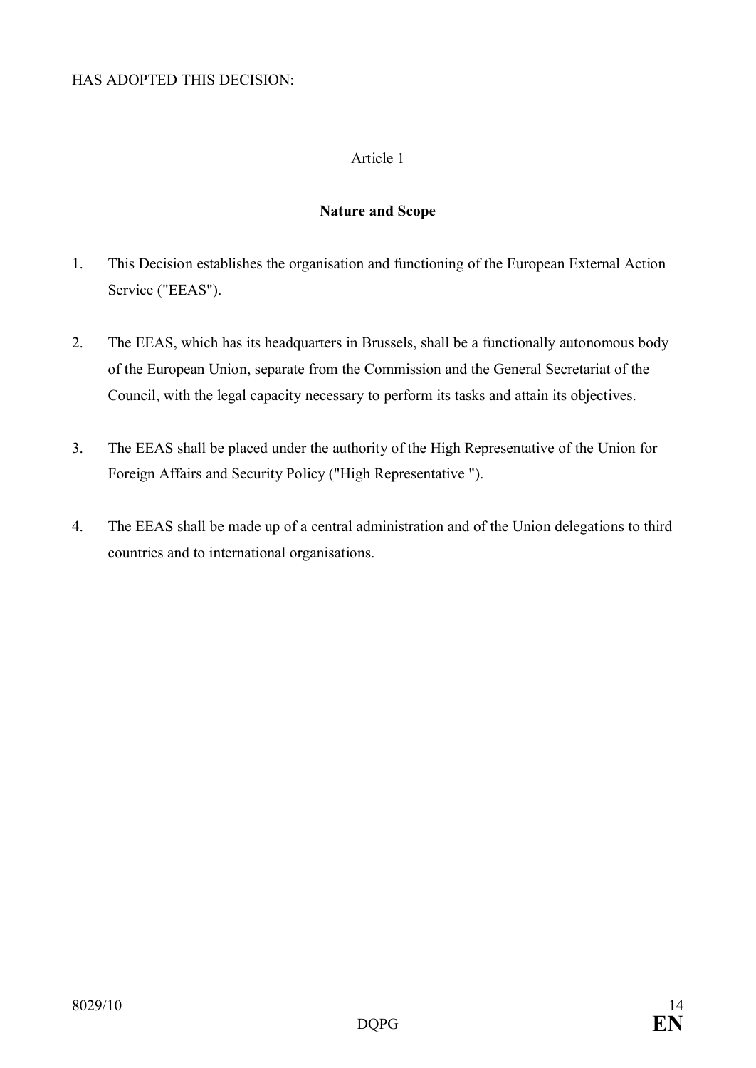HAS ADOPTED THIS DECISION:

Article 1

**Nature and Scope**

1. This Decision establishes the organisation and functioning of the European External Action Service ("EEAS").

2. The EEAS, which has its headquarters in Brussels, shall be a functionally autonomous body of the European Union, separate from the Commission and the General Secretariat of the Council, with the legal capacity necessary to perform its tasks and attain its objectives.

3. The EEAS shall be placed under the authority of the High Representative of the Union for Foreign Affairs and Security Policy ("High Representative ").

4. The EEAS shall be made up of a central administration and of the Union delegations to third countries and to international organisations.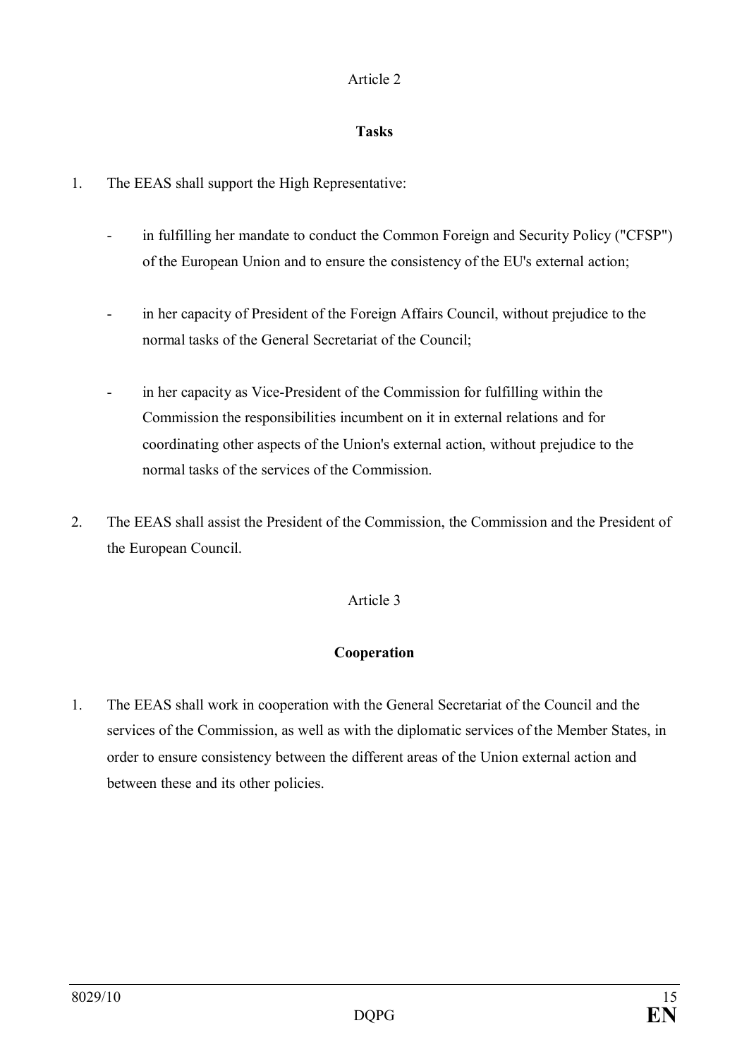Article 2

**Tasks**

1. The EEAS shall support the High Representative:

   - in fulfilling her mandate to conduct the Common Foreign and Security Policy ("CFSP") of the European Union and to ensure the consistency of the EU's external action;

   - in her capacity of President of the Foreign Affairs Council, without prejudice to the normal tasks of the General Secretariat of the Council;

   - in her capacity as Vice-President of the Commission for fulfilling within the Commission the responsibilities incumbent on it in external relations and for coordinating other aspects of the Union's external action, without prejudice to the normal tasks of the services of the Commission.

2. The EEAS shall assist the President of the Commission, the Commission and the President of the European Council.

Article 3

**Cooperation**

1. The EEAS shall work in cooperation with the General Secretariat of the Council and the services of the Commission, as well as with the diplomatic services of the Member States, in order to ensure consistency between the different areas of the Union external action and between these and its other policies.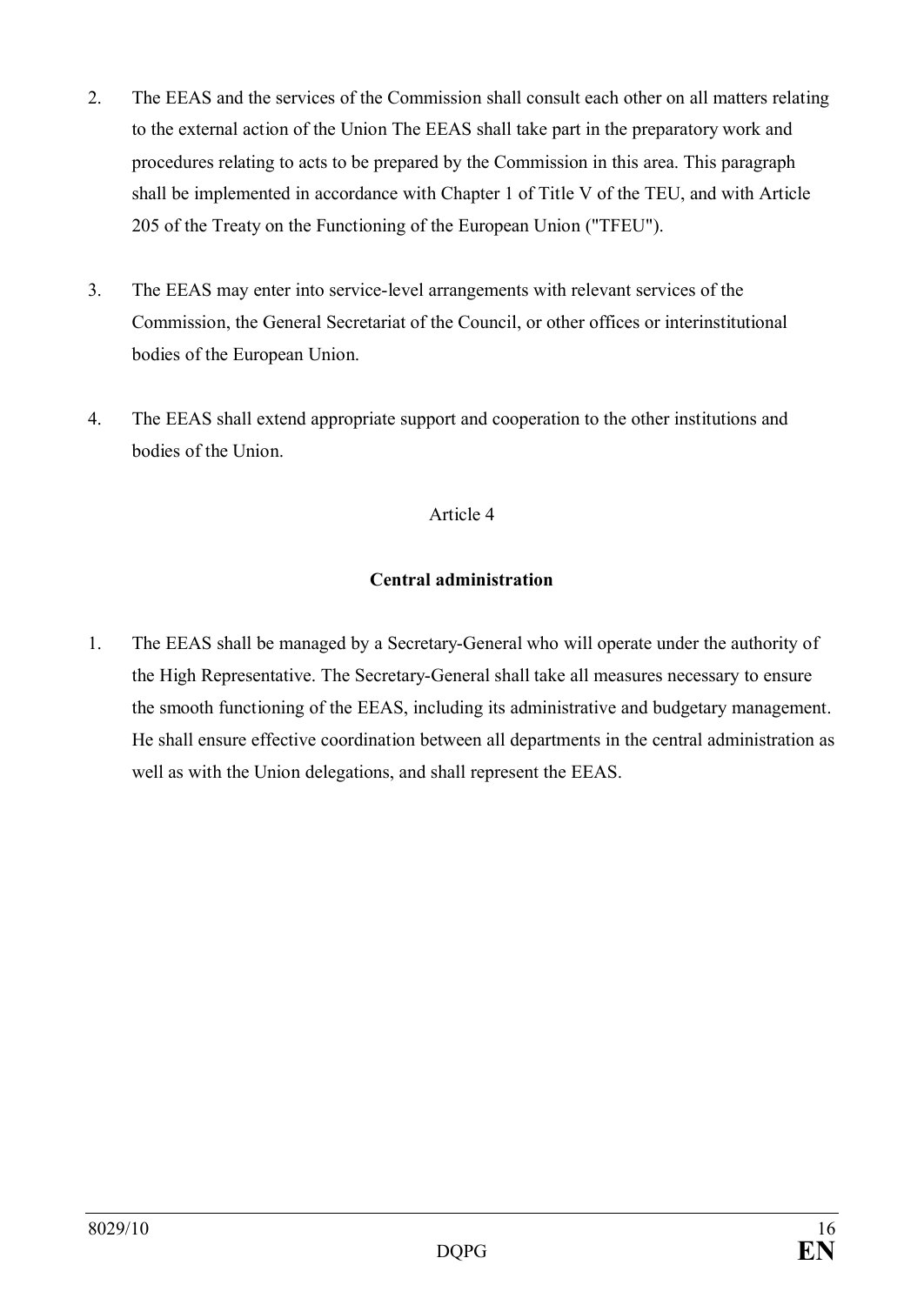2. The EEAS and the services of the Commission shall consult each other on all matters relating to the external action of the Union The EEAS shall take part in the preparatory work and procedures relating to acts to be prepared by the Commission in this area. This paragraph shall be implemented in accordance with Chapter 1 of Title V of the TEU, and with Article 205 of the Treaty on the Functioning of the European Union ("TFEU").

3. The EEAS may enter into service-level arrangements with relevant services of the Commission, the General Secretariat of the Council, or other offices or interinstitutional bodies of the European Union.

4. The EEAS shall extend appropriate support and cooperation to the other institutions and bodies of the Union.

Article 4

**Central administration**

1. The EEAS shall be managed by a Secretary-General who will operate under the authority of the High Representative. The Secretary-General shall take all measures necessary to ensure the smooth functioning of the EEAS, including its administrative and budgetary management. He shall ensure effective coordination between all departments in the central administration as well as with the Union delegations, and shall represent the EEAS.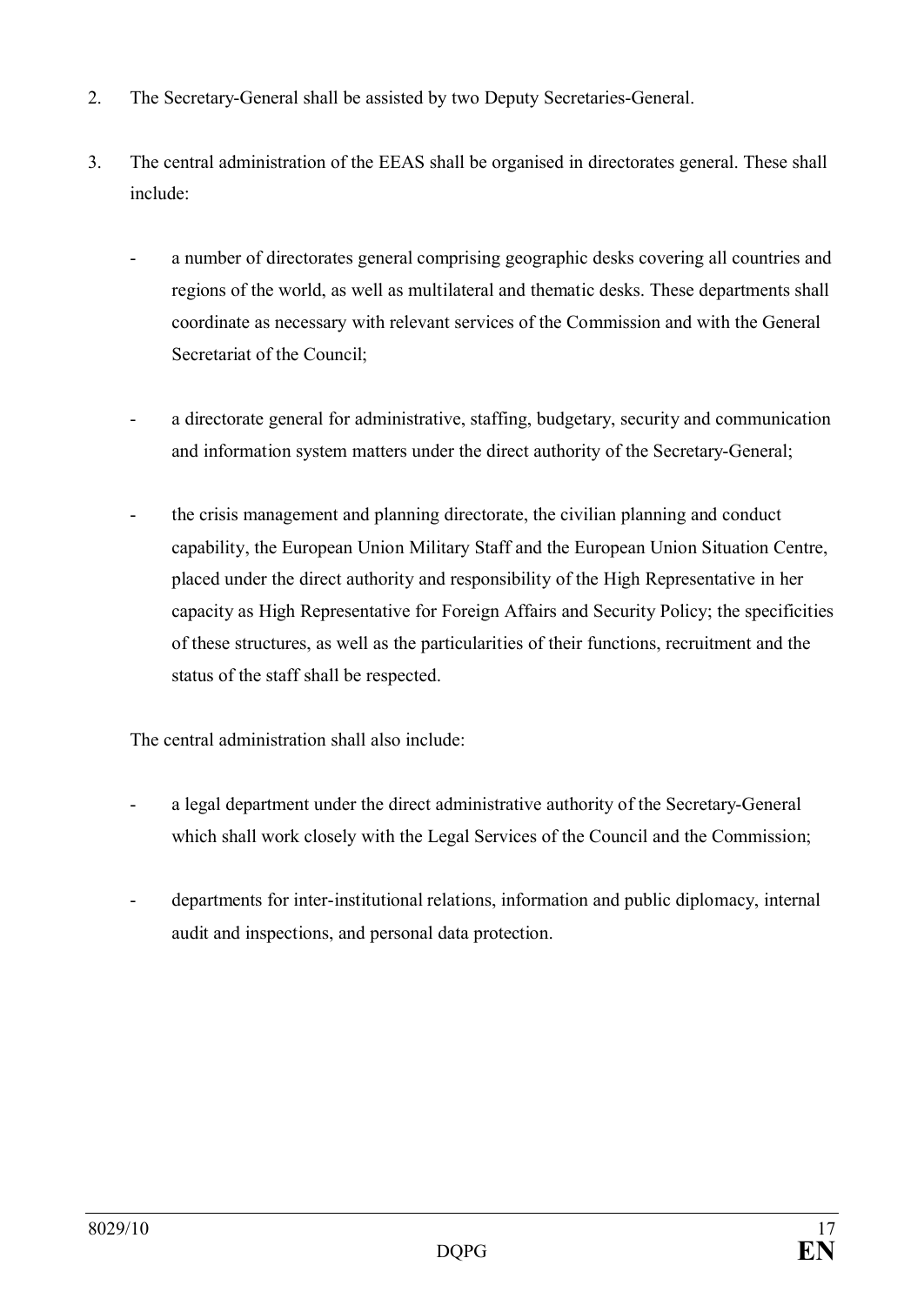2. The Secretary-General shall be assisted by two Deputy Secretaries-General.

3. The central administration of the EEAS shall be organised in directorates general. These shall include:

   - a number of directorates general comprising geographic desks covering all countries and regions of the world, as well as multilateral and thematic desks. These departments shall coordinate as necessary with relevant services of the Commission and with the General Secretariat of the Council;

   - a directorate general for administrative, staffing, budgetary, security and communication and information system matters under the direct authority of the Secretary-General;

   - the crisis management and planning directorate, the civilian planning and conduct capability, the European Union Military Staff and the European Union Situation Centre, placed under the direct authority and responsibility of the High Representative in her capacity as High Representative for Foreign Affairs and Security Policy; the specificities of these structures, as well as the particularities of their functions, recruitment and the status of the staff shall be respected.

   The central administration shall also include:

   - a legal department under the direct administrative authority of the Secretary-General which shall work closely with the Legal Services of the Council and the Commission;

   - departments for inter-institutional relations, information and public diplomacy, internal audit and inspections, and personal data protection.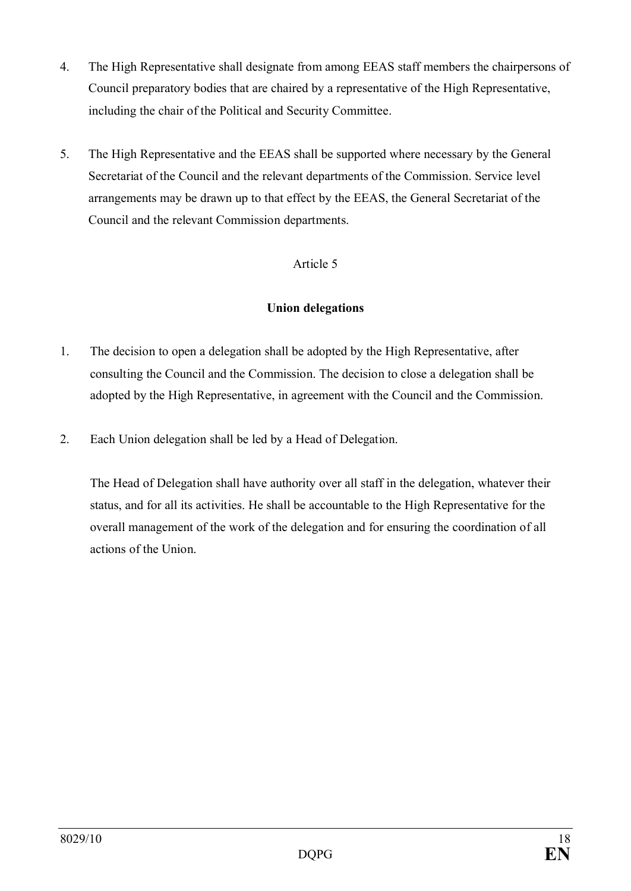4. The High Representative shall designate from among EEAS staff members the chairpersons of Council preparatory bodies that are chaired by a representative of the High Representative, including the chair of the Political and Security Committee.

5. The High Representative and the EEAS shall be supported where necessary by the General Secretariat of the Council and the relevant departments of the Commission. Service level arrangements may be drawn up to that effect by the EEAS, the General Secretariat of the Council and the relevant Commission departments.

Article 5

**Union delegations**

1. The decision to open a delegation shall be adopted by the High Representative, after consulting the Council and the Commission. The decision to close a delegation shall be adopted by the High Representative, in agreement with the Council and the Commission.

2. Each Union delegation shall be led by a Head of Delegation.

   The Head of Delegation shall have authority over all staff in the delegation, whatever their status, and for all its activities. He shall be accountable to the High Representative for the overall management of the work of the delegation and for ensuring the coordination of all actions of the Union.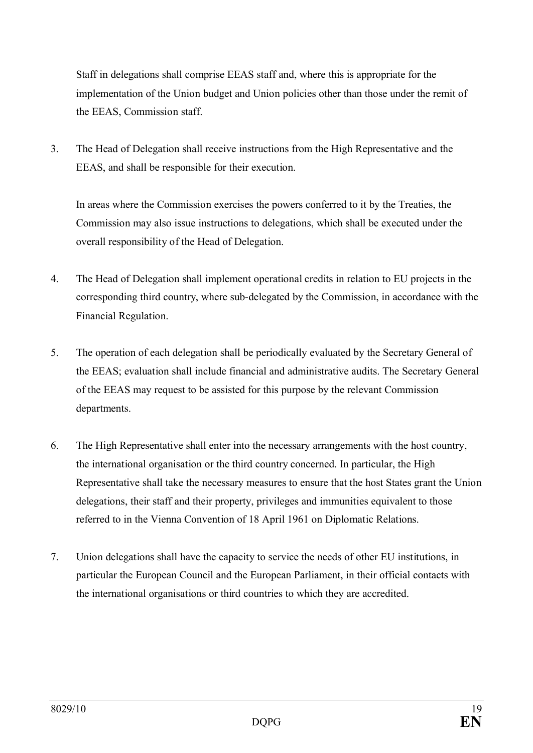Staff in delegations shall comprise EEAS staff and, where this is appropriate for the implementation of the Union budget and Union policies other than those under the remit of the EEAS, Commission staff.

3. The Head of Delegation shall receive instructions from the High Representative and the EEAS, and shall be responsible for their execution.

   In areas where the Commission exercises the powers conferred to it by the Treaties, the Commission may also issue instructions to delegations, which shall be executed under the overall responsibility of the Head of Delegation.

4. The Head of Delegation shall implement operational credits in relation to EU projects in the corresponding third country, where sub-delegated by the Commission, in accordance with the Financial Regulation.

5. The operation of each delegation shall be periodically evaluated by the Secretary General of the EEAS; evaluation shall include financial and administrative audits. The Secretary General of the EEAS may request to be assisted for this purpose by the relevant Commission departments.

6. The High Representative shall enter into the necessary arrangements with the host country, the international organisation or the third country concerned. In particular, the High Representative shall take the necessary measures to ensure that the host States grant the Union delegations, their staff and their property, privileges and immunities equivalent to those referred to in the Vienna Convention of 18 April 1961 on Diplomatic Relations.

7. Union delegations shall have the capacity to service the needs of other EU institutions, in particular the European Council and the European Parliament, in their official contacts with the international organisations or third countries to which they are accredited.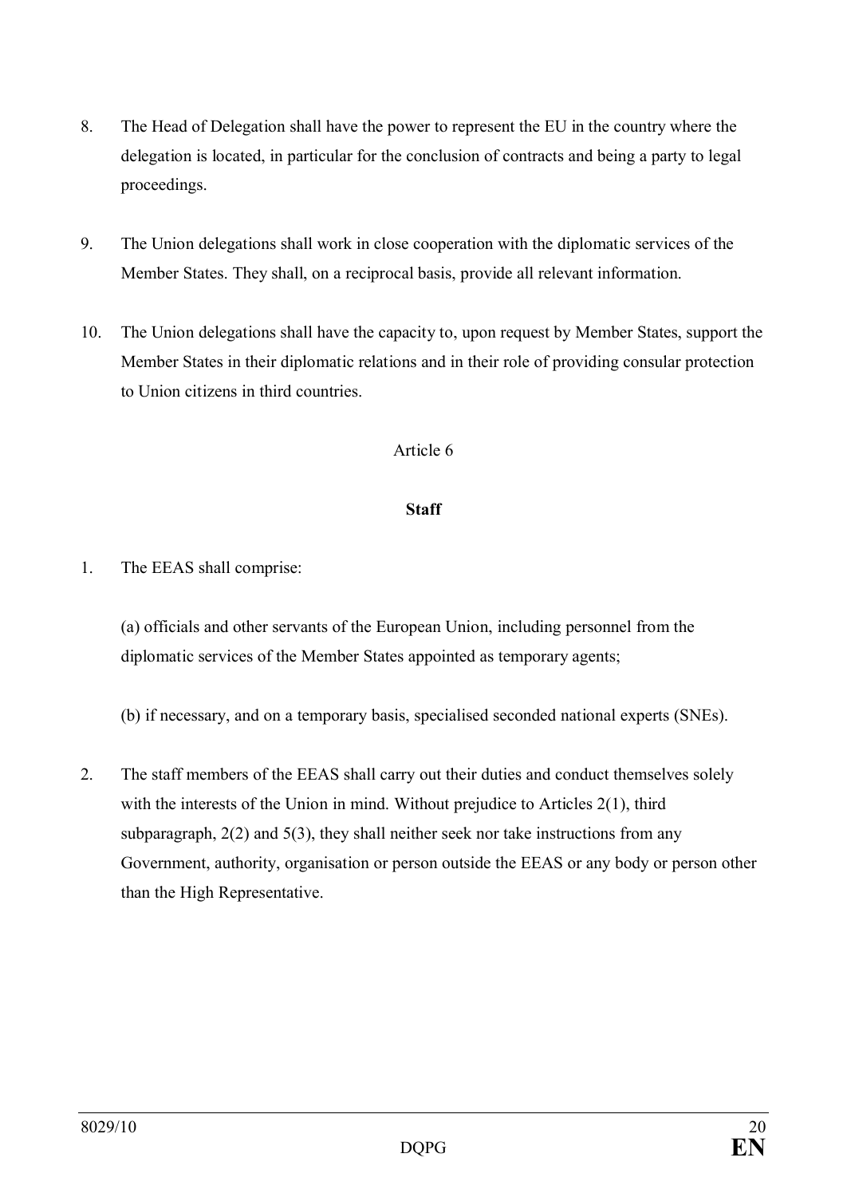8. The Head of Delegation shall have the power to represent the EU in the country where the delegation is located, in particular for the conclusion of contracts and being a party to legal proceedings.

9. The Union delegations shall work in close cooperation with the diplomatic services of the Member States. They shall, on a reciprocal basis, provide all relevant information.

10. The Union delegations shall have the capacity to, upon request by Member States, support the Member States in their diplomatic relations and in their role of providing consular protection to Union citizens in third countries.

Article 6

**Staff**

1. The EEAS shall comprise:

   (a) officials and other servants of the European Union, including personnel from the diplomatic services of the Member States appointed as temporary agents;

   (b) if necessary, and on a temporary basis, specialised seconded national experts (SNEs).

2. The staff members of the EEAS shall carry out their duties and conduct themselves solely with the interests of the Union in mind. Without prejudice to Articles 2(1), third subparagraph, 2(2) and 5(3), they shall neither seek nor take instructions from any Government, authority, organisation or person outside the EEAS or any body or person other than the High Representative.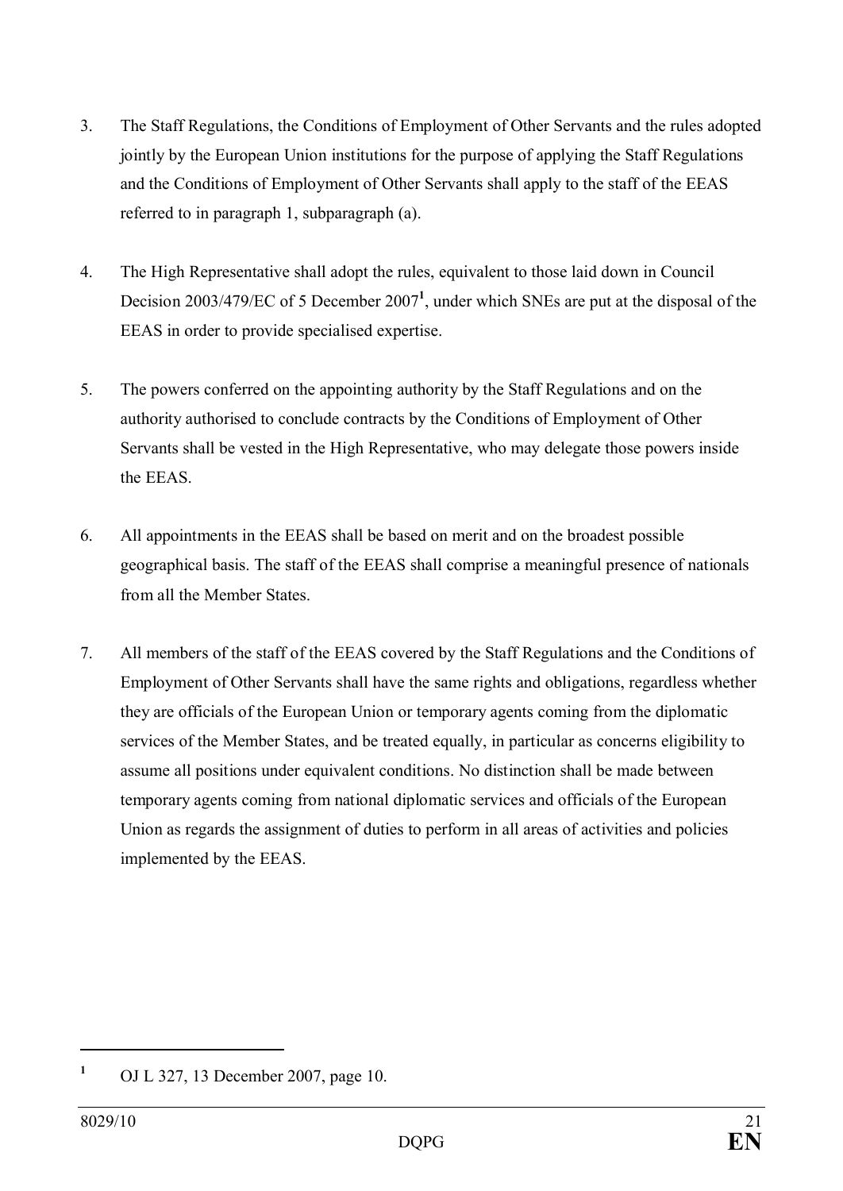3. The Staff Regulations, the Conditions of Employment of Other Servants and the rules adopted jointly by the European Union institutions for the purpose of applying the Staff Regulations and the Conditions of Employment of Other Servants shall apply to the staff of the EEAS referred to in paragraph 1, subparagraph (a).

4. The High Representative shall adopt the rules, equivalent to those laid down in Council Decision 2003/479/EC of 5 December 2007[1], under which SNEs are put at the disposal of the EEAS in order to provide specialised expertise.

5. The powers conferred on the appointing authority by the Staff Regulations and on the authority authorised to conclude contracts by the Conditions of Employment of Other Servants shall be vested in the High Representative, who may delegate those powers inside the EEAS.

6. All appointments in the EEAS shall be based on merit and on the broadest possible geographical basis. The staff of the EEAS shall comprise a meaningful presence of nationals from all the Member States.

7. All members of the staff of the EEAS covered by the Staff Regulations and the Conditions of Employment of Other Servants shall have the same rights and obligations, regardless whether they are officials of the European Union or temporary agents coming from the diplomatic services of the Member States, and be treated equally, in particular as concerns eligibility to assume all positions under equivalent conditions. No distinction shall be made between temporary agents coming from national diplomatic services and officials of the European Union as regards the assignment of duties to perform in all areas of activities and policies implemented by the EEAS.

---

[1] OJ L 327, 13 December 2007, page 10.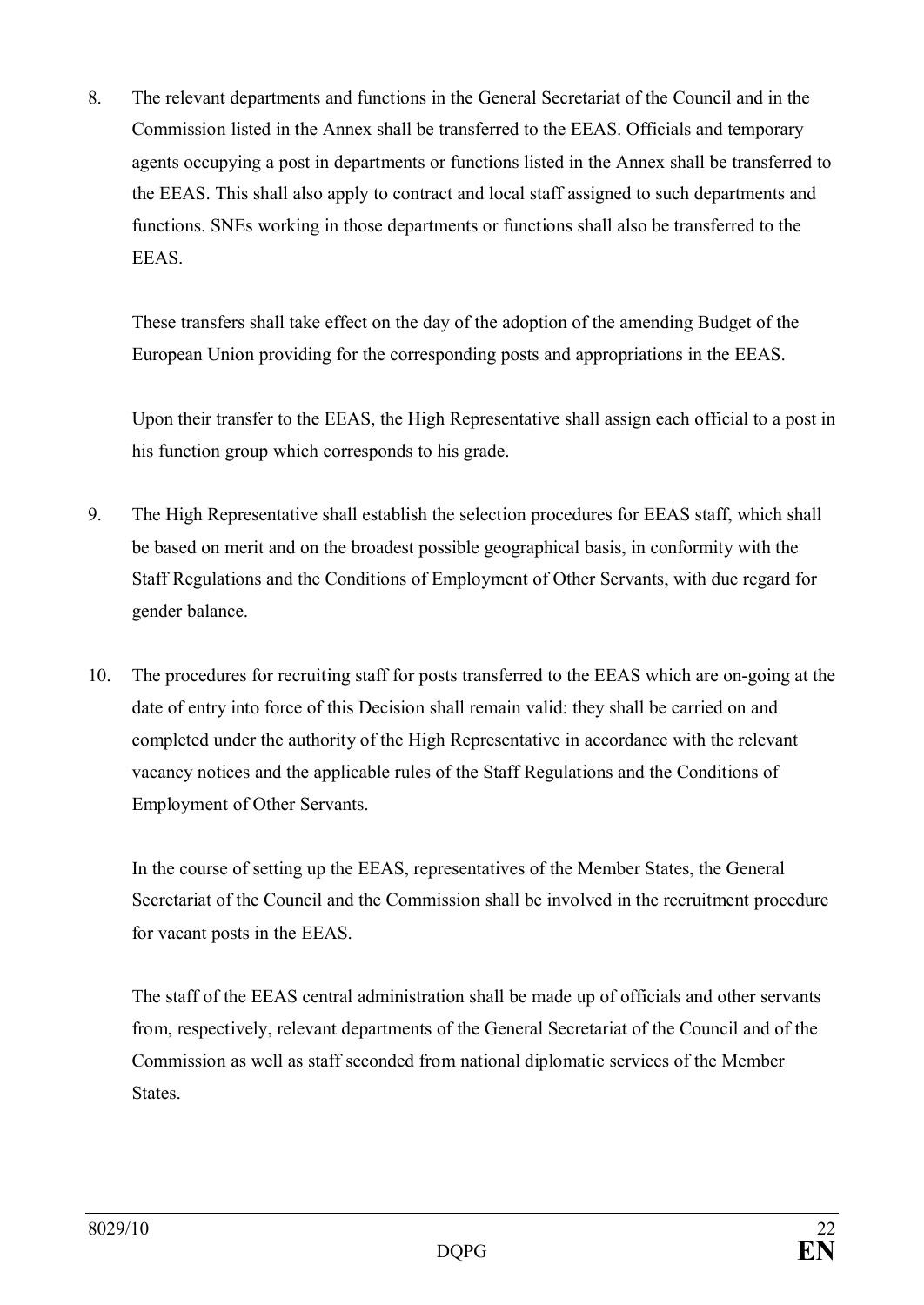8. The relevant departments and functions in the General Secretariat of the Council and in the Commission listed in the Annex shall be transferred to the EEAS. Officials and temporary agents occupying a post in departments or functions listed in the Annex shall be transferred to the EEAS. This shall also apply to contract and local staff assigned to such departments and functions. SNEs working in those departments or functions shall also be transferred to the EEAS.

   These transfers shall take effect on the day of the adoption of the amending Budget of the European Union providing for the corresponding posts and appropriations in the EEAS.

   Upon their transfer to the EEAS, the High Representative shall assign each official to a post in his function group which corresponds to his grade.

9. The High Representative shall establish the selection procedures for EEAS staff, which shall be based on merit and on the broadest possible geographical basis, in conformity with the Staff Regulations and the Conditions of Employment of Other Servants, with due regard for gender balance.

10. The procedures for recruiting staff for posts transferred to the EEAS which are on-going at the date of entry into force of this Decision shall remain valid: they shall be carried on and completed under the authority of the High Representative in accordance with the relevant vacancy notices and the applicable rules of the Staff Regulations and the Conditions of Employment of Other Servants.

    In the course of setting up the EEAS, representatives of the Member States, the General Secretariat of the Council and the Commission shall be involved in the recruitment procedure for vacant posts in the EEAS.

    The staff of the EEAS central administration shall be made up of officials and other servants from, respectively, relevant departments of the General Secretariat of the Council and of the Commission as well as staff seconded from national diplomatic services of the Member States.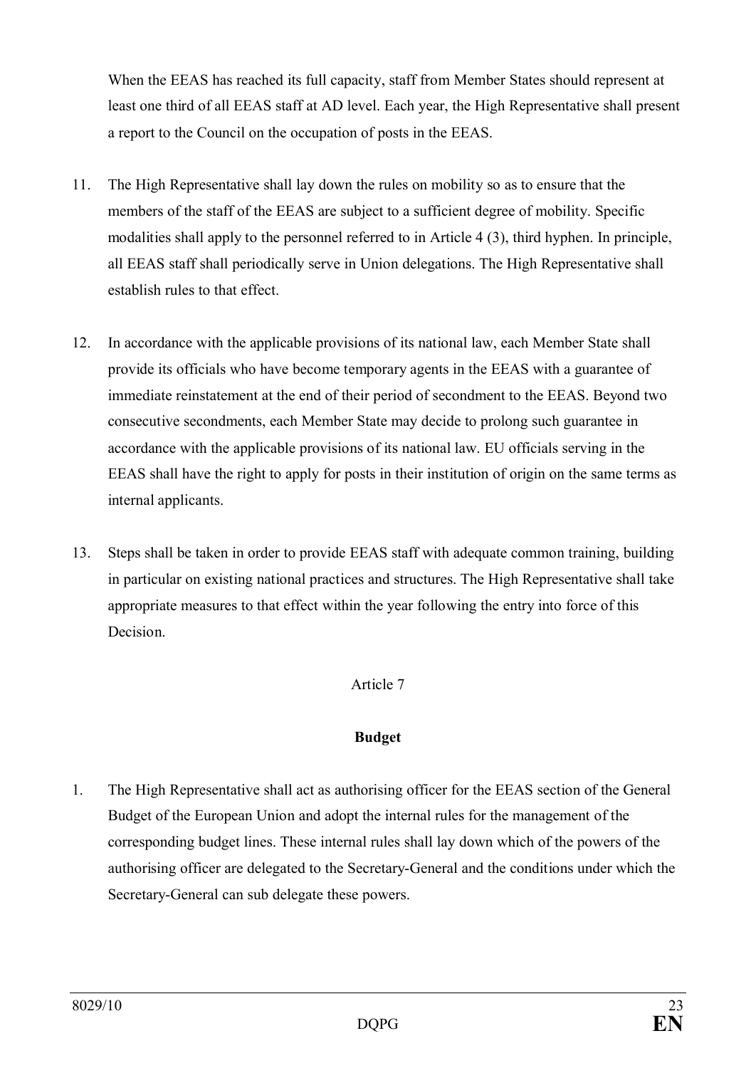When the EEAS has reached its full capacity, staff from Member States should represent at least one third of all EEAS staff at AD level. Each year, the High Representative shall present a report to the Council on the occupation of posts in the EEAS.

11. The High Representative shall lay down the rules on mobility so as to ensure that the members of the staff of the EEAS are subject to a sufficient degree of mobility. Specific modalities shall apply to the personnel referred to in Article 4 (3), third hyphen. In principle, all EEAS staff shall periodically serve in Union delegations. The High Representative shall establish rules to that effect.

12. In accordance with the applicable provisions of its national law, each Member State shall provide its officials who have become temporary agents in the EEAS with a guarantee of immediate reinstatement at the end of their period of secondment to the EEAS. Beyond two consecutive secondments, each Member State may decide to prolong such guarantee in accordance with the applicable provisions of its national law. EU officials serving in the EEAS shall have the right to apply for posts in their institution of origin on the same terms as internal applicants.

13. Steps shall be taken in order to provide EEAS staff with adequate common training, building in particular on existing national practices and structures. The High Representative shall take appropriate measures to that effect within the year following the entry into force of this Decision.

Article 7

**Budget**

1. The High Representative shall act as authorising officer for the EEAS section of the General Budget of the European Union and adopt the internal rules for the management of the corresponding budget lines. These internal rules shall lay down which of the powers of the authorising officer are delegated to the Secretary-General and the conditions under which the Secretary-General can sub delegate these powers.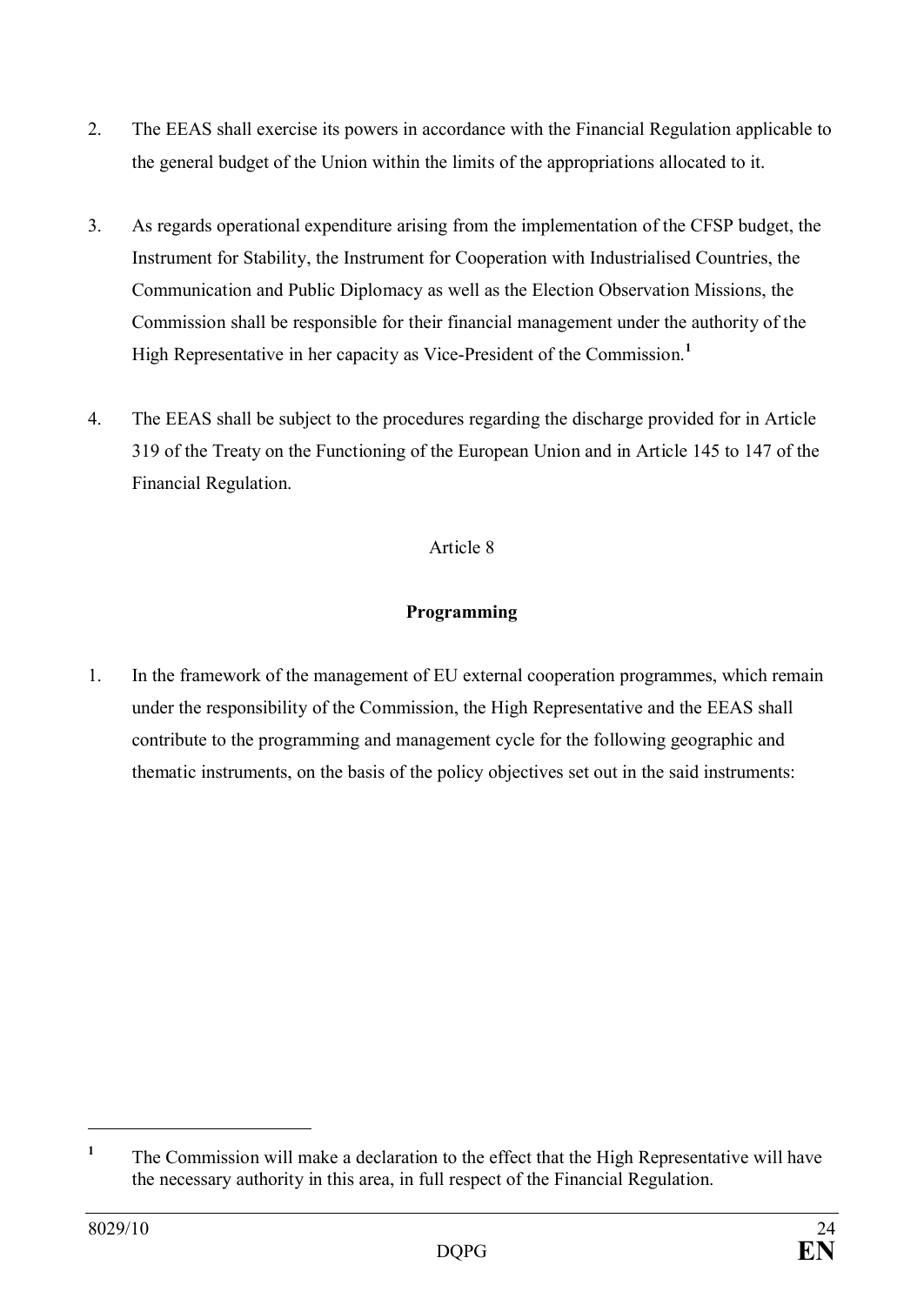2. The EEAS shall exercise its powers in accordance with the Financial Regulation applicable to the general budget of the Union within the limits of the appropriations allocated to it.

3. As regards operational expenditure arising from the implementation of the CFSP budget, the Instrument for Stability, the Instrument for Cooperation with Industrialised Countries, the Communication and Public Diplomacy as well as the Election Observation Missions, the Commission shall be responsible for their financial management under the authority of the High Representative in her capacity as Vice-President of the Commission.[1]

4. The EEAS shall be subject to the procedures regarding the discharge provided for in Article 319 of the Treaty on the Functioning of the European Union and in Article 145 to 147 of the Financial Regulation.

Article 8

**Programming**

1. In the framework of the management of EU external cooperation programmes, which remain under the responsibility of the Commission, the High Representative and the EEAS shall contribute to the programming and management cycle for the following geographic and thematic instruments, on the basis of the policy objectives set out in the said instruments:

---

[1] The Commission will make a declaration to the effect that the High Representative will have the necessary authority in this area, in full respect of the Financial Regulation.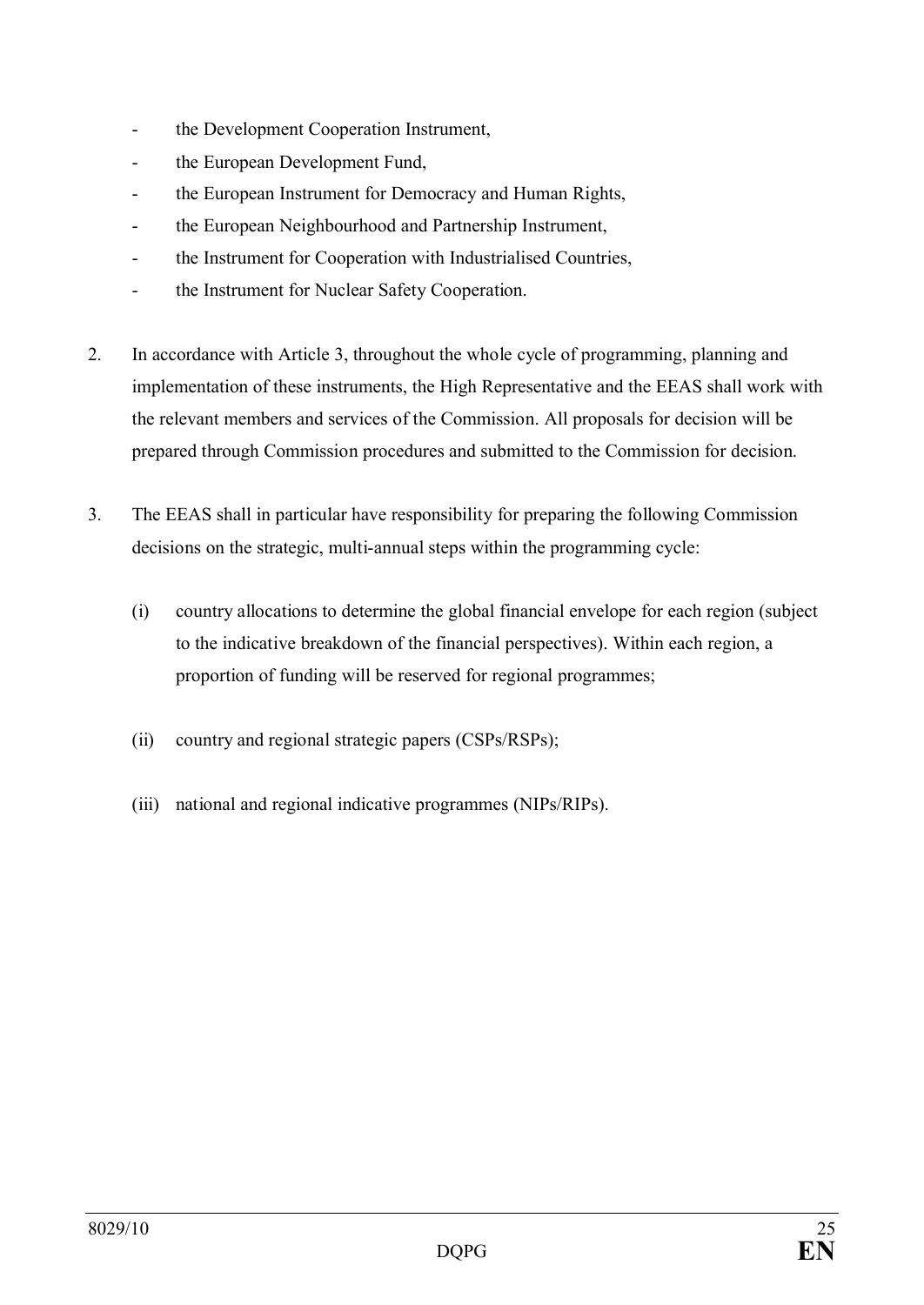- the Development Cooperation Instrument,
- the European Development Fund,
- the European Instrument for Democracy and Human Rights,
- the European Neighbourhood and Partnership Instrument,
- the Instrument for Cooperation with Industrialised Countries,
- the Instrument for Nuclear Safety Cooperation.

2. In accordance with Article 3, throughout the whole cycle of programming, planning and implementation of these instruments, the High Representative and the EEAS shall work with the relevant members and services of the Commission. All proposals for decision will be prepared through Commission procedures and submitted to the Commission for decision.

3. The EEAS shall in particular have responsibility for preparing the following Commission decisions on the strategic, multi-annual steps within the programming cycle:

   (i) country allocations to determine the global financial envelope for each region (subject to the indicative breakdown of the financial perspectives). Within each region, a proportion of funding will be reserved for regional programmes;

   (ii) country and regional strategic papers (CSPs/RSPs);

   (iii) national and regional indicative programmes (NIPs/RIPs).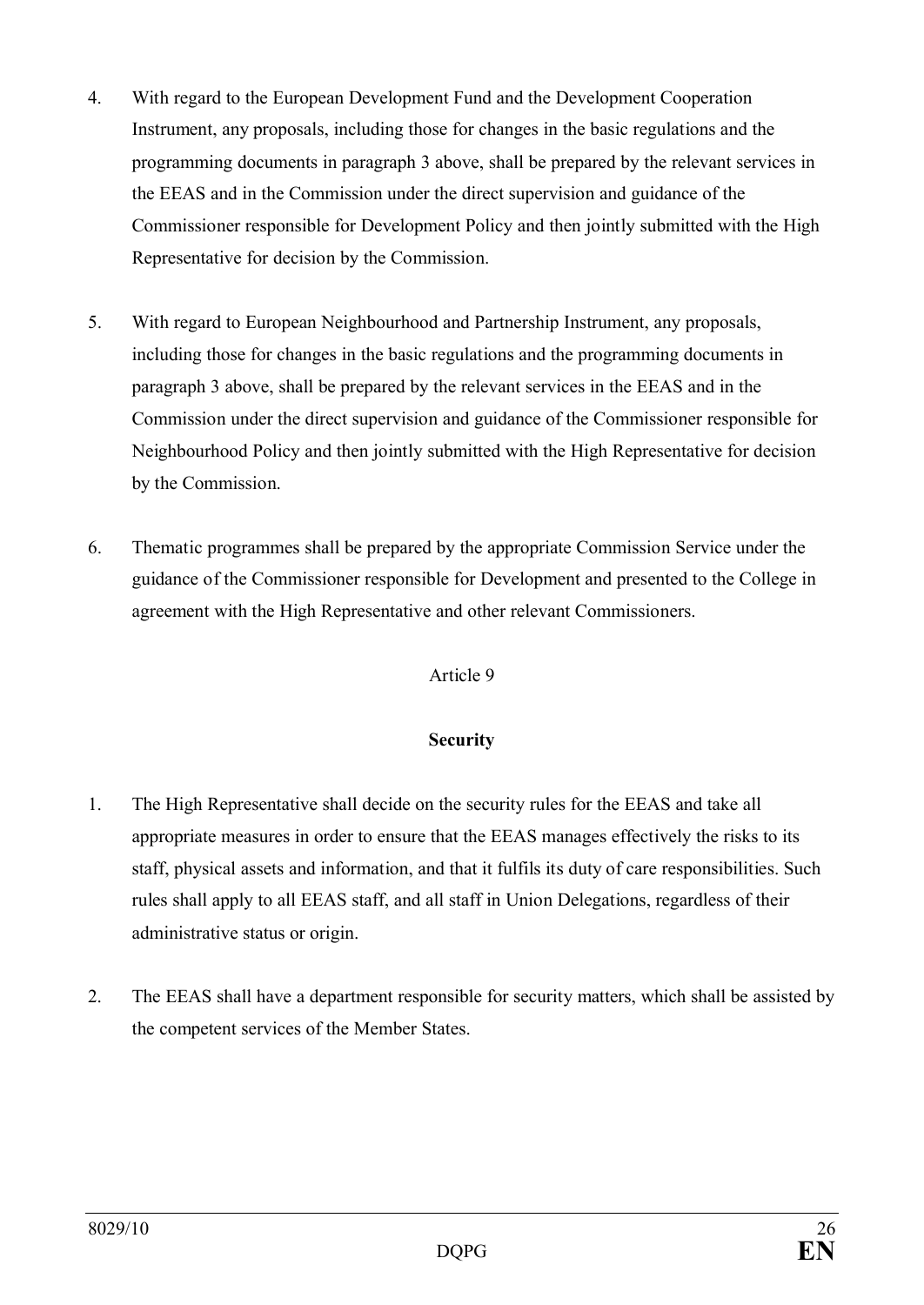4. With regard to the European Development Fund and the Development Cooperation Instrument, any proposals, including those for changes in the basic regulations and the programming documents in paragraph 3 above, shall be prepared by the relevant services in the EEAS and in the Commission under the direct supervision and guidance of the Commissioner responsible for Development Policy and then jointly submitted with the High Representative for decision by the Commission.

5. With regard to European Neighbourhood and Partnership Instrument, any proposals, including those for changes in the basic regulations and the programming documents in paragraph 3 above, shall be prepared by the relevant services in the EEAS and in the Commission under the direct supervision and guidance of the Commissioner responsible for Neighbourhood Policy and then jointly submitted with the High Representative for decision by the Commission.

6. Thematic programmes shall be prepared by the appropriate Commission Service under the guidance of the Commissioner responsible for Development and presented to the College in agreement with the High Representative and other relevant Commissioners.

Article 9

**Security**

1. The High Representative shall decide on the security rules for the EEAS and take all appropriate measures in order to ensure that the EEAS manages effectively the risks to its staff, physical assets and information, and that it fulfils its duty of care responsibilities. Such rules shall apply to all EEAS staff, and all staff in Union Delegations, regardless of their administrative status or origin.

2. The EEAS shall have a department responsible for security matters, which shall be assisted by the competent services of the Member States.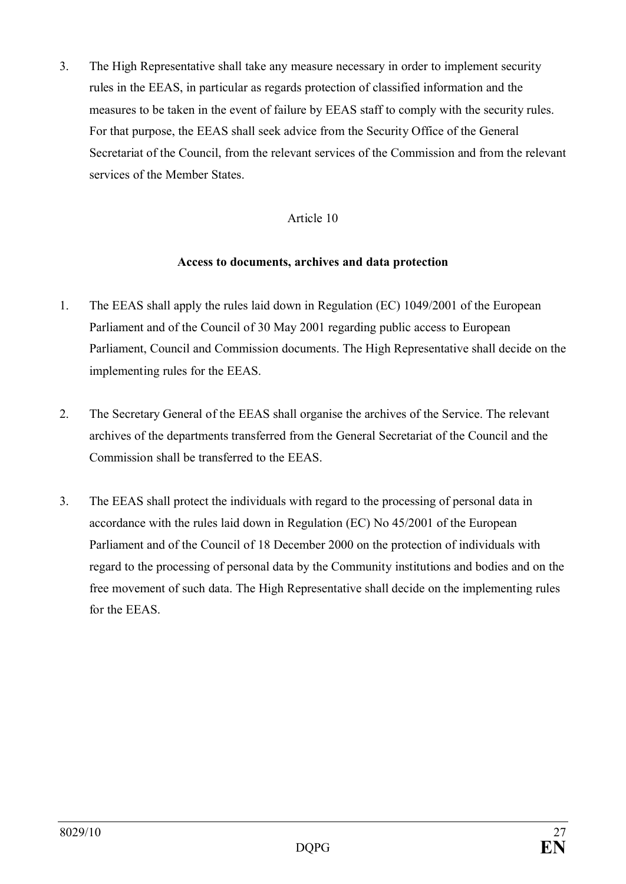3. The High Representative shall take any measure necessary in order to implement security rules in the EEAS, in particular as regards protection of classified information and the measures to be taken in the event of failure by EEAS staff to comply with the security rules. For that purpose, the EEAS shall seek advice from the Security Office of the General Secretariat of the Council, from the relevant services of the Commission and from the relevant services of the Member States.

Article 10

**Access to documents, archives and data protection**

1. The EEAS shall apply the rules laid down in Regulation (EC) 1049/2001 of the European Parliament and of the Council of 30 May 2001 regarding public access to European Parliament, Council and Commission documents. The High Representative shall decide on the implementing rules for the EEAS.

2. The Secretary General of the EEAS shall organise the archives of the Service. The relevant archives of the departments transferred from the General Secretariat of the Council and the Commission shall be transferred to the EEAS.

3. The EEAS shall protect the individuals with regard to the processing of personal data in accordance with the rules laid down in Regulation (EC) No 45/2001 of the European Parliament and of the Council of 18 December 2000 on the protection of individuals with regard to the processing of personal data by the Community institutions and bodies and on the free movement of such data. The High Representative shall decide on the implementing rules for the EEAS.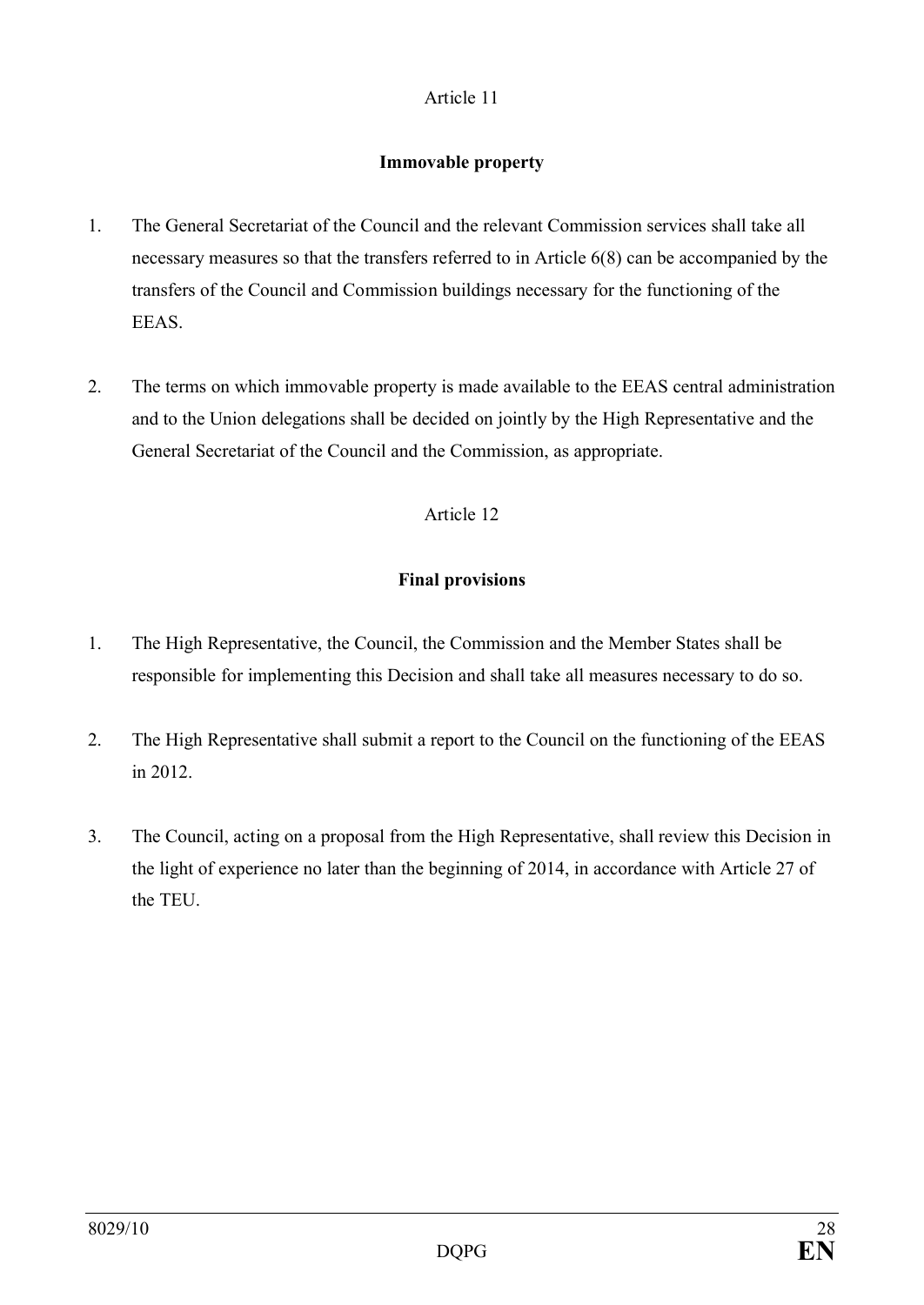Article 11

**Immovable property**

1. The General Secretariat of the Council and the relevant Commission services shall take all necessary measures so that the transfers referred to in Article 6(8) can be accompanied by the transfers of the Council and Commission buildings necessary for the functioning of the EEAS.

2. The terms on which immovable property is made available to the EEAS central administration and to the Union delegations shall be decided on jointly by the High Representative and the General Secretariat of the Council and the Commission, as appropriate.

Article 12

**Final provisions**

1. The High Representative, the Council, the Commission and the Member States shall be responsible for implementing this Decision and shall take all measures necessary to do so.

2. The High Representative shall submit a report to the Council on the functioning of the EEAS in 2012.

3. The Council, acting on a proposal from the High Representative, shall review this Decision in the light of experience no later than the beginning of 2014, in accordance with Article 27 of the TEU.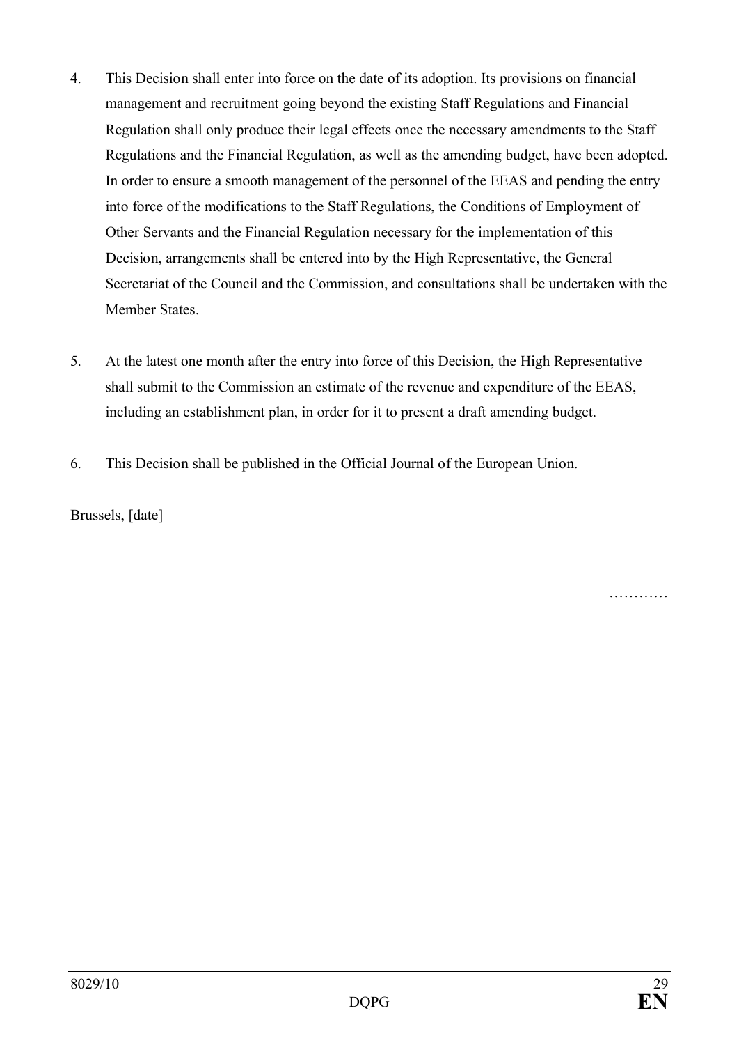4. This Decision shall enter into force on the date of its adoption. Its provisions on financial management and recruitment going beyond the existing Staff Regulations and Financial Regulation shall only produce their legal effects once the necessary amendments to the Staff Regulations and the Financial Regulation, as well as the amending budget, have been adopted. In order to ensure a smooth management of the personnel of the EEAS and pending the entry into force of the modifications to the Staff Regulations, the Conditions of Employment of Other Servants and the Financial Regulation necessary for the implementation of this Decision, arrangements shall be entered into by the High Representative, the General Secretariat of the Council and the Commission, and consultations shall be undertaken with the Member States.

5. At the latest one month after the entry into force of this Decision, the High Representative shall submit to the Commission an estimate of the revenue and expenditure of the EEAS, including an establishment plan, in order for it to present a draft amending budget.

6. This Decision shall be published in the Official Journal of the European Union.

Brussels, [date]

…………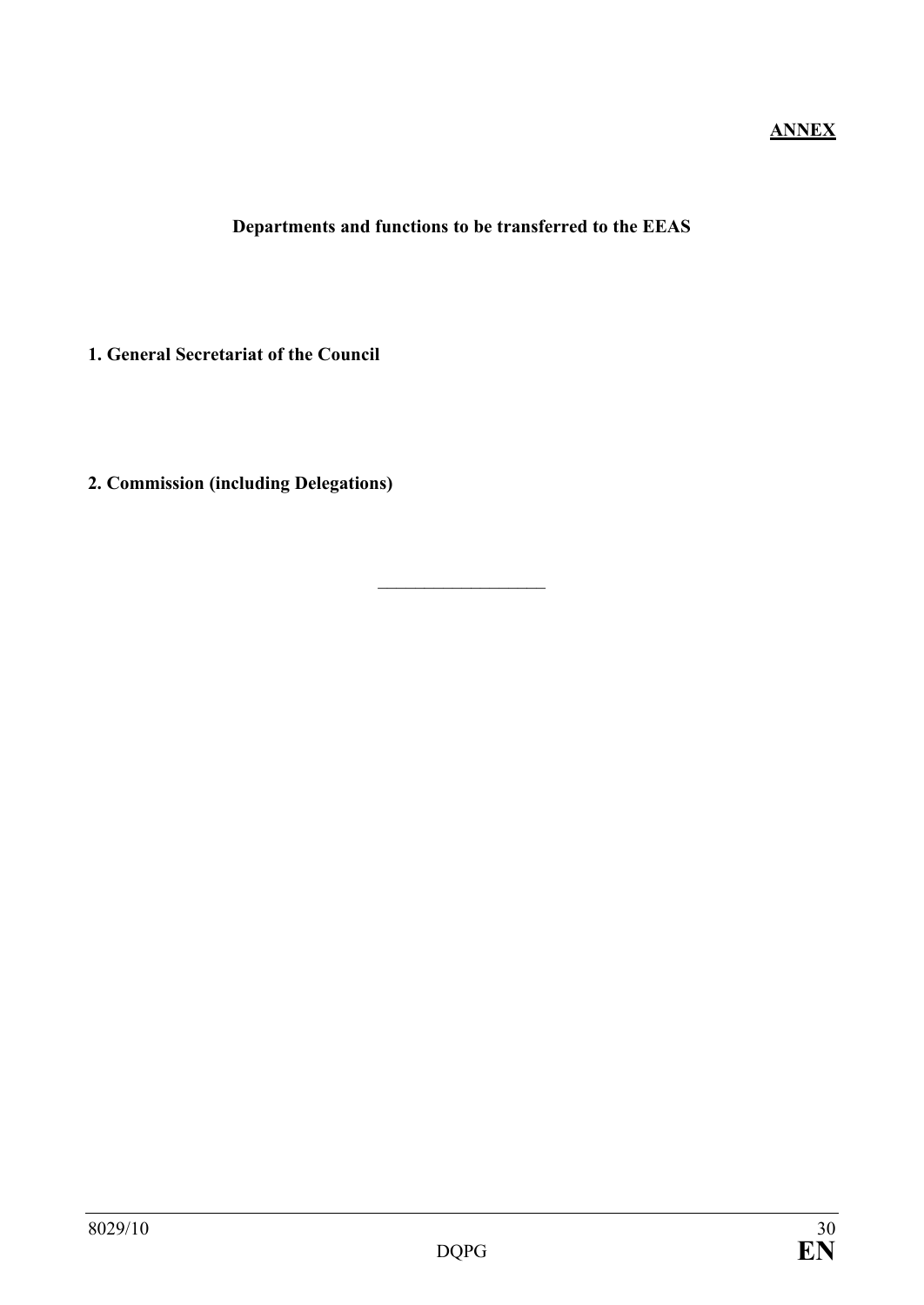**ANNEX**

**Departments and functions to be transferred to the EEAS**

**1. General Secretariat of the Council**

**2. Commission (including Delegations)**

___________________